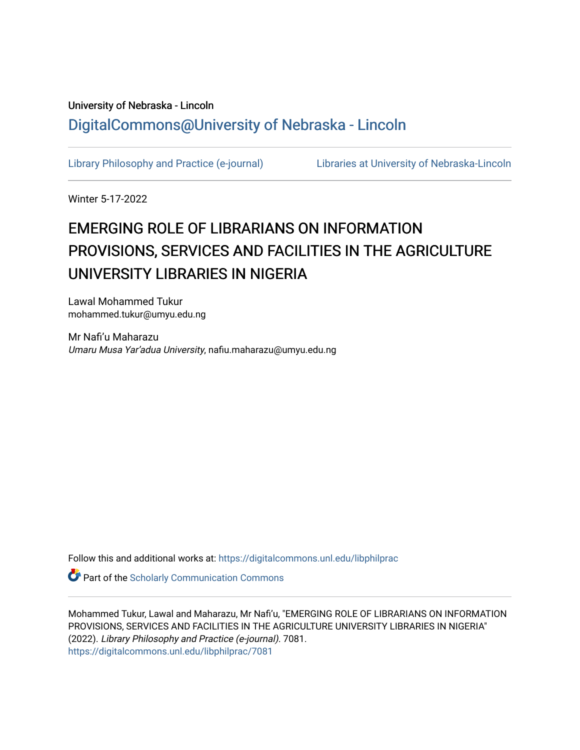University of Nebraska - Lincoln

DigitalCommons@University of Nebraska - Lincoln

Library Philosophy and Practice (e-journal)  Libraries at University of Nebraska-Lincoln

Winter 5-17-2022

# EMERGING ROLE OF LIBRARIANS ON INFORMATION PROVISIONS, SERVICES AND FACILITIES IN THE AGRICULTURE UNIVERSITY LIBRARIES IN NIGERIA

Lawal Mohammed Tukur
mohammed.tukur@umyu.edu.ng

Mr Nafi'u Maharazu
*Umaru Musa Yar'adua University*, nafiu.maharazu@umyu.edu.ng

Follow this and additional works at: https://digitalcommons.unl.edu/libphilprac

Part of the Scholarly Communication Commons

Mohammed Tukur, Lawal and Maharazu, Mr Nafi'u, "EMERGING ROLE OF LIBRARIANS ON INFORMATION PROVISIONS, SERVICES AND FACILITIES IN THE AGRICULTURE UNIVERSITY LIBRARIES IN NIGERIA" (2022). *Library Philosophy and Practice (e-journal)*. 7081.
https://digitalcommons.unl.edu/libphilprac/7081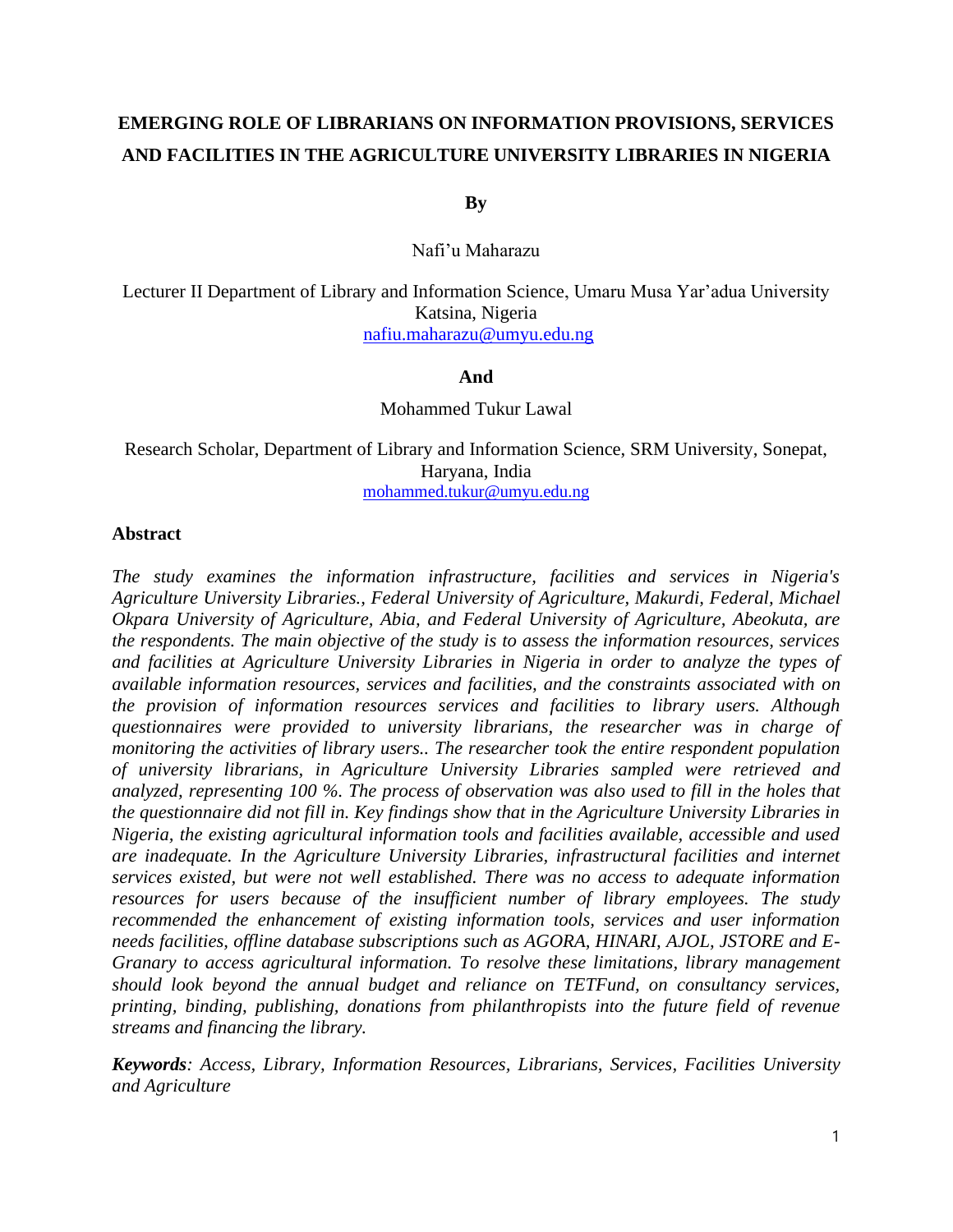# EMERGING ROLE OF LIBRARIANS ON INFORMATION PROVISIONS, SERVICES AND FACILITIES IN THE AGRICULTURE UNIVERSITY LIBRARIES IN NIGERIA

**By**

Nafi'u Maharazu

Lecturer II Department of Library and Information Science, Umaru Musa Yar'adua University Katsina, Nigeria
nafiu.maharazu@umyu.edu.ng

**And**

Mohammed Tukur Lawal

Research Scholar, Department of Library and Information Science, SRM University, Sonepat, Haryana, India
mohammed.tukur@umyu.edu.ng

## Abstract

*The study examines the information infrastructure, facilities and services in Nigeria's Agriculture University Libraries., Federal University of Agriculture, Makurdi, Federal, Michael Okpara University of Agriculture, Abia, and Federal University of Agriculture, Abeokuta, are the respondents. The main objective of the study is to assess the information resources, services and facilities at Agriculture University Libraries in Nigeria in order to analyze the types of available information resources, services and facilities, and the constraints associated with on the provision of information resources services and facilities to library users. Although questionnaires were provided to university librarians, the researcher was in charge of monitoring the activities of library users.. The researcher took the entire respondent population of university librarians, in Agriculture University Libraries sampled were retrieved and analyzed, representing 100 %. The process of observation was also used to fill in the holes that the questionnaire did not fill in. Key findings show that in the Agriculture University Libraries in Nigeria, the existing agricultural information tools and facilities available, accessible and used are inadequate. In the Agriculture University Libraries, infrastructural facilities and internet services existed, but were not well established. There was no access to adequate information resources for users because of the insufficient number of library employees. The study recommended the enhancement of existing information tools, services and user information needs facilities, offline database subscriptions such as AGORA, HINARI, AJOL, JSTORE and E-Granary to access agricultural information. To resolve these limitations, library management should look beyond the annual budget and reliance on TETFund, on consultancy services, printing, binding, publishing, donations from philanthropists into the future field of revenue streams and financing the library.*

***Keywords**: Access, Library, Information Resources, Librarians, Services, Facilities University and Agriculture*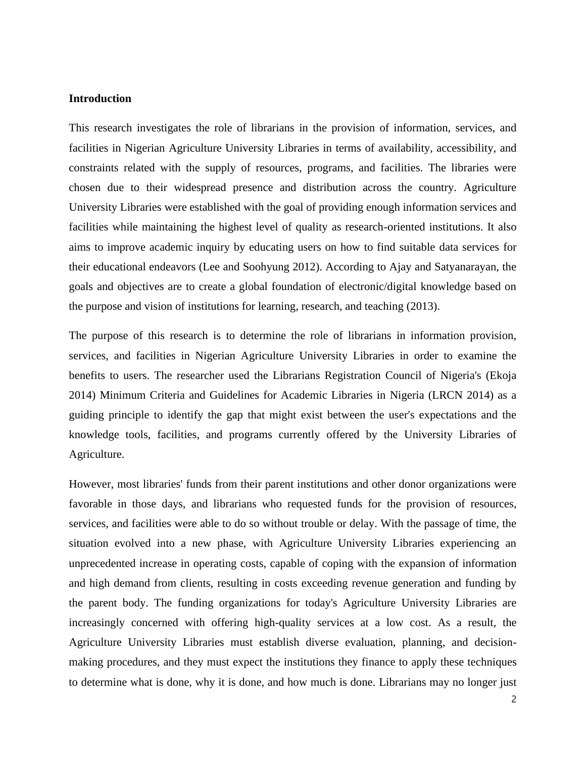**Introduction**

This research investigates the role of librarians in the provision of information, services, and facilities in Nigerian Agriculture University Libraries in terms of availability, accessibility, and constraints related with the supply of resources, programs, and facilities. The libraries were chosen due to their widespread presence and distribution across the country. Agriculture University Libraries were established with the goal of providing enough information services and facilities while maintaining the highest level of quality as research-oriented institutions. It also aims to improve academic inquiry by educating users on how to find suitable data services for their educational endeavors (Lee and Soohyung 2012). According to Ajay and Satyanarayan, the goals and objectives are to create a global foundation of electronic/digital knowledge based on the purpose and vision of institutions for learning, research, and teaching (2013).

The purpose of this research is to determine the role of librarians in information provision, services, and facilities in Nigerian Agriculture University Libraries in order to examine the benefits to users. The researcher used the Librarians Registration Council of Nigeria's (Ekoja 2014) Minimum Criteria and Guidelines for Academic Libraries in Nigeria (LRCN 2014) as a guiding principle to identify the gap that might exist between the user's expectations and the knowledge tools, facilities, and programs currently offered by the University Libraries of Agriculture.

However, most libraries' funds from their parent institutions and other donor organizations were favorable in those days, and librarians who requested funds for the provision of resources, services, and facilities were able to do so without trouble or delay. With the passage of time, the situation evolved into a new phase, with Agriculture University Libraries experiencing an unprecedented increase in operating costs, capable of coping with the expansion of information and high demand from clients, resulting in costs exceeding revenue generation and funding by the parent body. The funding organizations for today's Agriculture University Libraries are increasingly concerned with offering high-quality services at a low cost. As a result, the Agriculture University Libraries must establish diverse evaluation, planning, and decision-making procedures, and they must expect the institutions they finance to apply these techniques to determine what is done, why it is done, and how much is done. Librarians may no longer just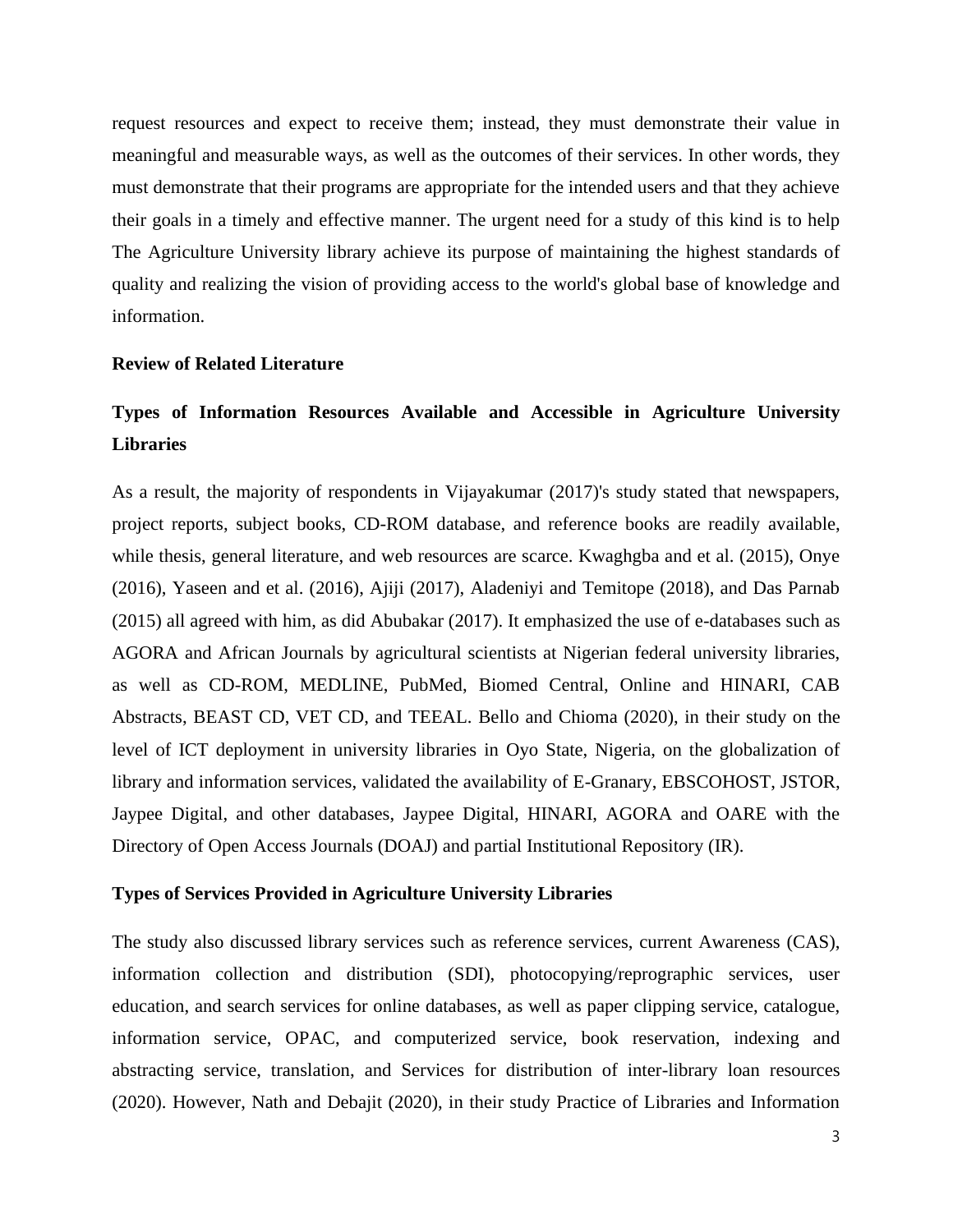request resources and expect to receive them; instead, they must demonstrate their value in meaningful and measurable ways, as well as the outcomes of their services. In other words, they must demonstrate that their programs are appropriate for the intended users and that they achieve their goals in a timely and effective manner. The urgent need for a study of this kind is to help The Agriculture University library achieve its purpose of maintaining the highest standards of quality and realizing the vision of providing access to the world's global base of knowledge and information.

## Review of Related Literature

### Types of Information Resources Available and Accessible in Agriculture University Libraries

As a result, the majority of respondents in Vijayakumar (2017)'s study stated that newspapers, project reports, subject books, CD-ROM database, and reference books are readily available, while thesis, general literature, and web resources are scarce. Kwaghgba and et al. (2015), Onye (2016), Yaseen and et al. (2016), Ajiji (2017), Aladeniyi and Temitope (2018), and Das Parnab (2015) all agreed with him, as did Abubakar (2017). It emphasized the use of e-databases such as AGORA and African Journals by agricultural scientists at Nigerian federal university libraries, as well as CD-ROM, MEDLINE, PubMed, Biomed Central, Online and HINARI, CAB Abstracts, BEAST CD, VET CD, and TEEAL. Bello and Chioma (2020), in their study on the level of ICT deployment in university libraries in Oyo State, Nigeria, on the globalization of library and information services, validated the availability of E-Granary, EBSCOHOST, JSTOR, Jaypee Digital, and other databases, Jaypee Digital, HINARI, AGORA and OARE with the Directory of Open Access Journals (DOAJ) and partial Institutional Repository (IR).

### Types of Services Provided in Agriculture University Libraries

The study also discussed library services such as reference services, current Awareness (CAS), information collection and distribution (SDI), photocopying/reprographic services, user education, and search services for online databases, as well as paper clipping service, catalogue, information service, OPAC, and computerized service, book reservation, indexing and abstracting service, translation, and Services for distribution of inter-library loan resources (2020). However, Nath and Debajit (2020), in their study Practice of Libraries and Information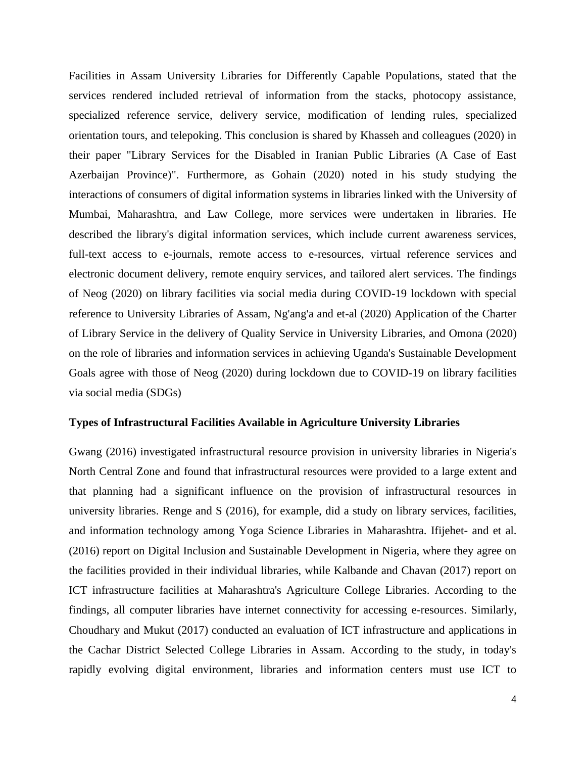Facilities in Assam University Libraries for Differently Capable Populations, stated that the services rendered included retrieval of information from the stacks, photocopy assistance, specialized reference service, delivery service, modification of lending rules, specialized orientation tours, and telepoking. This conclusion is shared by Khasseh and colleagues (2020) in their paper "Library Services for the Disabled in Iranian Public Libraries (A Case of East Azerbaijan Province)". Furthermore, as Gohain (2020) noted in his study studying the interactions of consumers of digital information systems in libraries linked with the University of Mumbai, Maharashtra, and Law College, more services were undertaken in libraries. He described the library's digital information services, which include current awareness services, full-text access to e-journals, remote access to e-resources, virtual reference services and electronic document delivery, remote enquiry services, and tailored alert services. The findings of Neog (2020) on library facilities via social media during COVID-19 lockdown with special reference to University Libraries of Assam, Ng'ang'a and et-al (2020) Application of the Charter of Library Service in the delivery of Quality Service in University Libraries, and Omona (2020) on the role of libraries and information services in achieving Uganda's Sustainable Development Goals agree with those of Neog (2020) during lockdown due to COVID-19 on library facilities via social media (SDGs)

**Types of Infrastructural Facilities Available in Agriculture University Libraries**

Gwang (2016) investigated infrastructural resource provision in university libraries in Nigeria's North Central Zone and found that infrastructural resources were provided to a large extent and that planning had a significant influence on the provision of infrastructural resources in university libraries. Renge and S (2016), for example, did a study on library services, facilities, and information technology among Yoga Science Libraries in Maharashtra. Ifijehet- and et al. (2016) report on Digital Inclusion and Sustainable Development in Nigeria, where they agree on the facilities provided in their individual libraries, while Kalbande and Chavan (2017) report on ICT infrastructure facilities at Maharashtra's Agriculture College Libraries. According to the findings, all computer libraries have internet connectivity for accessing e-resources. Similarly, Choudhary and Mukut (2017) conducted an evaluation of ICT infrastructure and applications in the Cachar District Selected College Libraries in Assam. According to the study, in today's rapidly evolving digital environment, libraries and information centers must use ICT to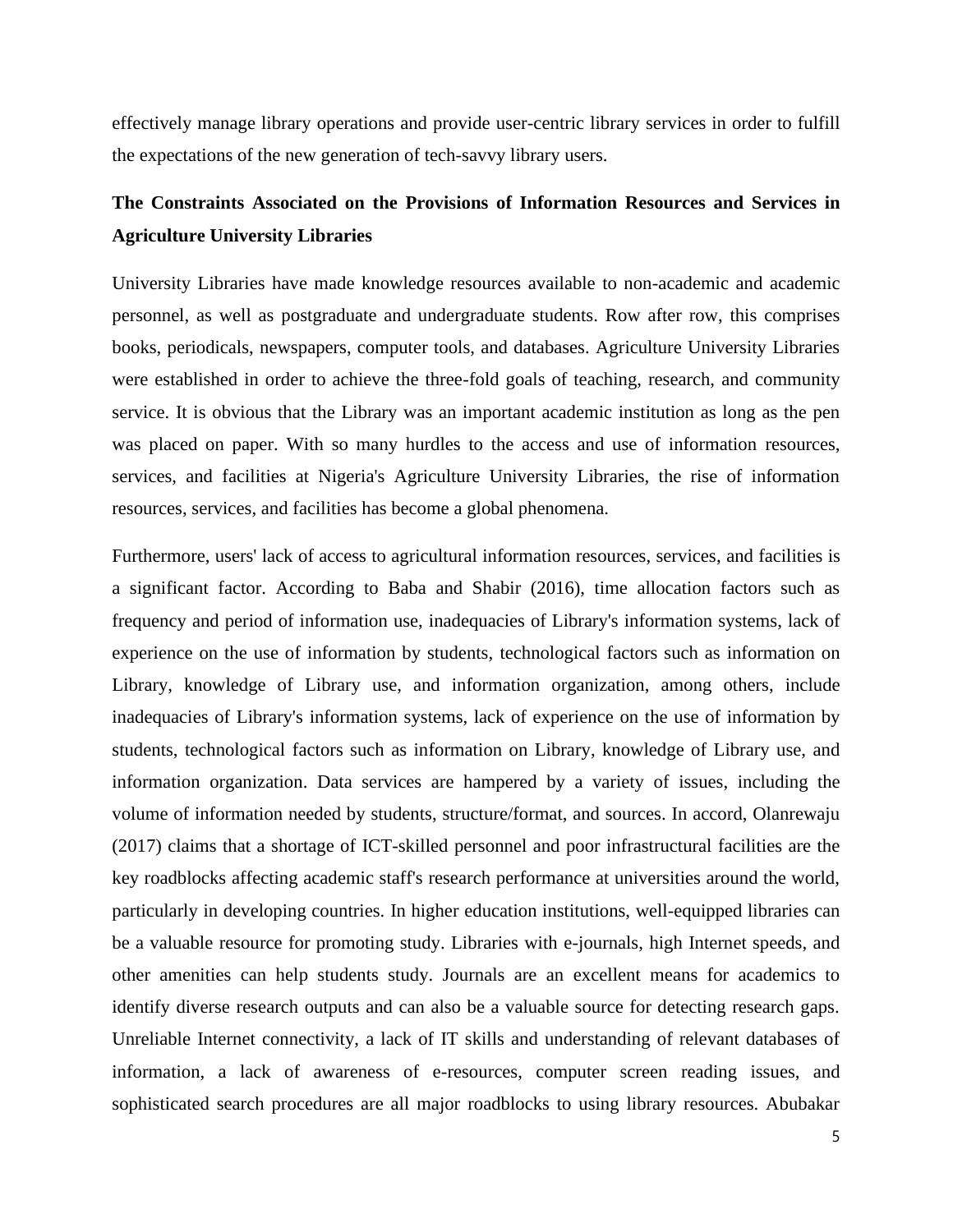effectively manage library operations and provide user-centric library services in order to fulfill the expectations of the new generation of tech-savvy library users.

## The Constraints Associated on the Provisions of Information Resources and Services in Agriculture University Libraries

University Libraries have made knowledge resources available to non-academic and academic personnel, as well as postgraduate and undergraduate students. Row after row, this comprises books, periodicals, newspapers, computer tools, and databases. Agriculture University Libraries were established in order to achieve the three-fold goals of teaching, research, and community service. It is obvious that the Library was an important academic institution as long as the pen was placed on paper. With so many hurdles to the access and use of information resources, services, and facilities at Nigeria's Agriculture University Libraries, the rise of information resources, services, and facilities has become a global phenomena.

Furthermore, users' lack of access to agricultural information resources, services, and facilities is a significant factor. According to Baba and Shabir (2016), time allocation factors such as frequency and period of information use, inadequacies of Library's information systems, lack of experience on the use of information by students, technological factors such as information on Library, knowledge of Library use, and information organization, among others, include inadequacies of Library's information systems, lack of experience on the use of information by students, technological factors such as information on Library, knowledge of Library use, and information organization. Data services are hampered by a variety of issues, including the volume of information needed by students, structure/format, and sources. In accord, Olanrewaju (2017) claims that a shortage of ICT-skilled personnel and poor infrastructural facilities are the key roadblocks affecting academic staff's research performance at universities around the world, particularly in developing countries. In higher education institutions, well-equipped libraries can be a valuable resource for promoting study. Libraries with e-journals, high Internet speeds, and other amenities can help students study. Journals are an excellent means for academics to identify diverse research outputs and can also be a valuable source for detecting research gaps. Unreliable Internet connectivity, a lack of IT skills and understanding of relevant databases of information, a lack of awareness of e-resources, computer screen reading issues, and sophisticated search procedures are all major roadblocks to using library resources. Abubakar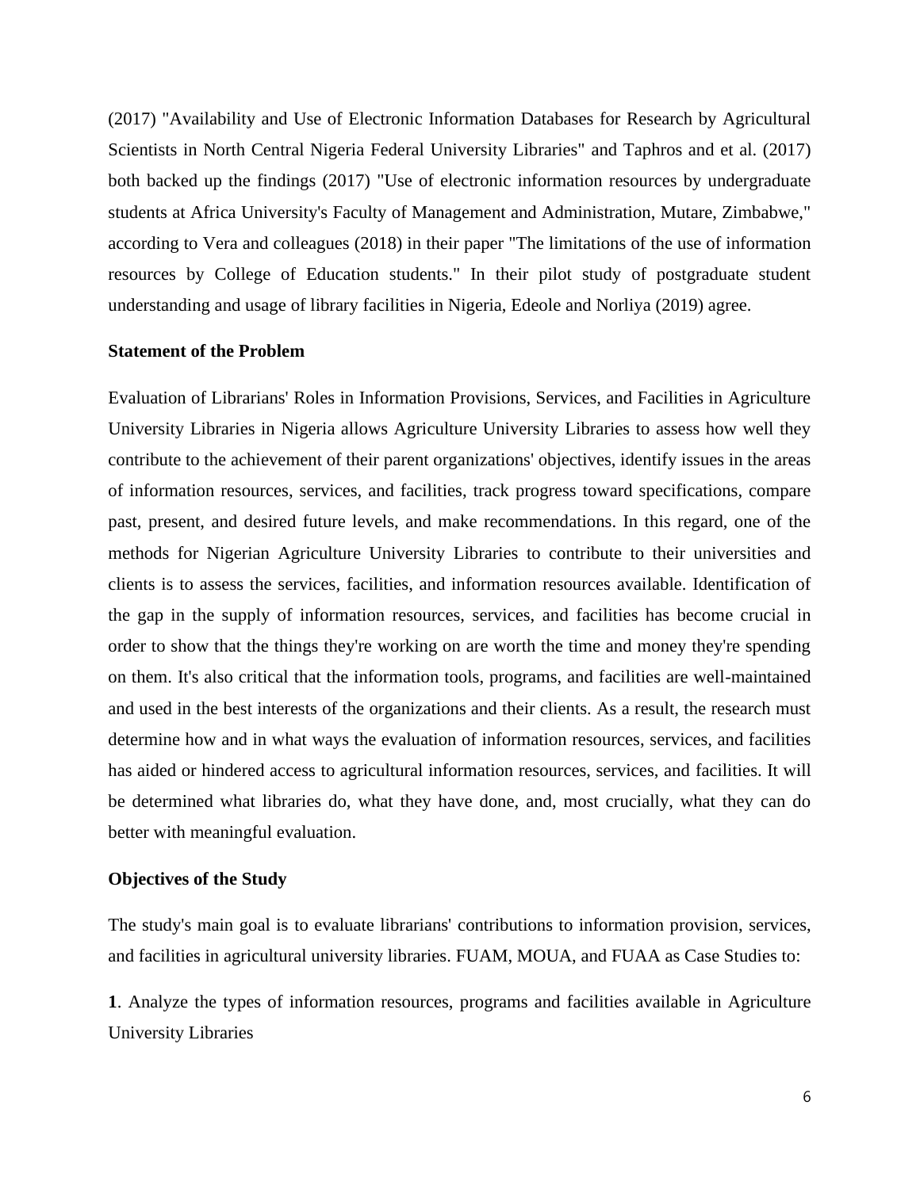(2017) "Availability and Use of Electronic Information Databases for Research by Agricultural Scientists in North Central Nigeria Federal University Libraries" and Taphros and et al. (2017) both backed up the findings (2017) "Use of electronic information resources by undergraduate students at Africa University's Faculty of Management and Administration, Mutare, Zimbabwe," according to Vera and colleagues (2018) in their paper "The limitations of the use of information resources by College of Education students." In their pilot study of postgraduate student understanding and usage of library facilities in Nigeria, Edeole and Norliya (2019) agree.

**Statement of the Problem**

Evaluation of Librarians' Roles in Information Provisions, Services, and Facilities in Agriculture University Libraries in Nigeria allows Agriculture University Libraries to assess how well they contribute to the achievement of their parent organizations' objectives, identify issues in the areas of information resources, services, and facilities, track progress toward specifications, compare past, present, and desired future levels, and make recommendations. In this regard, one of the methods for Nigerian Agriculture University Libraries to contribute to their universities and clients is to assess the services, facilities, and information resources available. Identification of the gap in the supply of information resources, services, and facilities has become crucial in order to show that the things they're working on are worth the time and money they're spending on them. It's also critical that the information tools, programs, and facilities are well-maintained and used in the best interests of the organizations and their clients. As a result, the research must determine how and in what ways the evaluation of information resources, services, and facilities has aided or hindered access to agricultural information resources, services, and facilities. It will be determined what libraries do, what they have done, and, most crucially, what they can do better with meaningful evaluation.

**Objectives of the Study**

The study's main goal is to evaluate librarians' contributions to information provision, services, and facilities in agricultural university libraries. FUAM, MOUA, and FUAA as Case Studies to:

**1**. Analyze the types of information resources, programs and facilities available in Agriculture University Libraries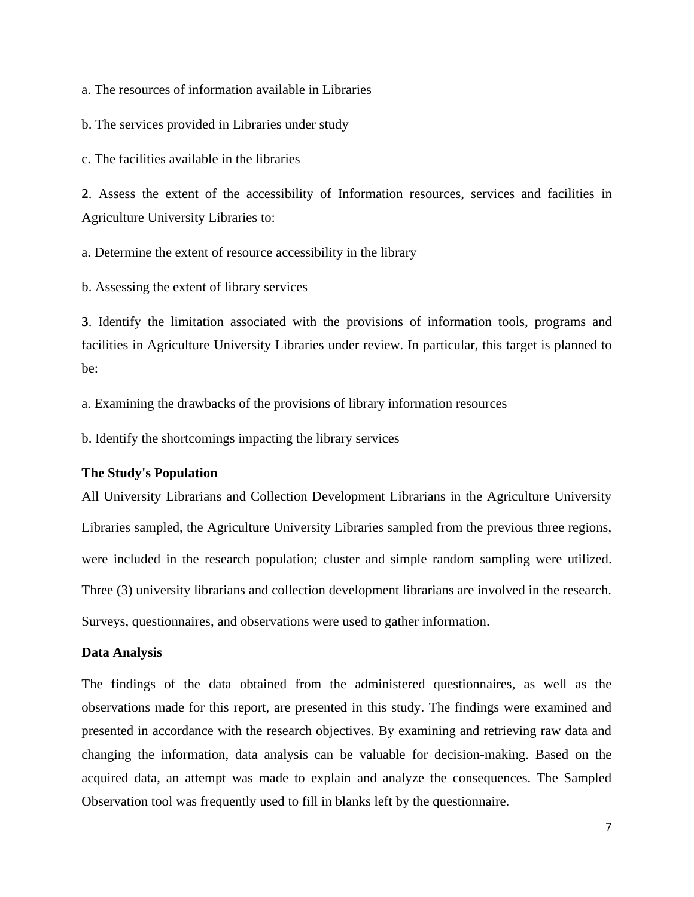a. The resources of information available in Libraries

b. The services provided in Libraries under study

c. The facilities available in the libraries

**2**. Assess the extent of the accessibility of Information resources, services and facilities in Agriculture University Libraries to:

a. Determine the extent of resource accessibility in the library

b. Assessing the extent of library services

**3**. Identify the limitation associated with the provisions of information tools, programs and facilities in Agriculture University Libraries under review. In particular, this target is planned to be:

a. Examining the drawbacks of the provisions of library information resources

b. Identify the shortcomings impacting the library services

**The Study's Population**

All University Librarians and Collection Development Librarians in the Agriculture University Libraries sampled, the Agriculture University Libraries sampled from the previous three regions, were included in the research population; cluster and simple random sampling were utilized. Three (3) university librarians and collection development librarians are involved in the research. Surveys, questionnaires, and observations were used to gather information.

**Data Analysis**

The findings of the data obtained from the administered questionnaires, as well as the observations made for this report, are presented in this study. The findings were examined and presented in accordance with the research objectives. By examining and retrieving raw data and changing the information, data analysis can be valuable for decision-making. Based on the acquired data, an attempt was made to explain and analyze the consequences. The Sampled Observation tool was frequently used to fill in blanks left by the questionnaire.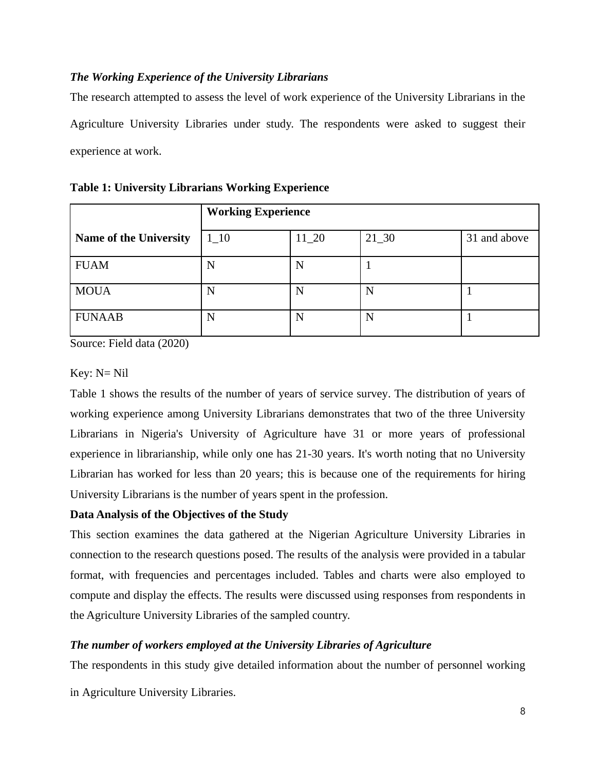***The Working Experience of the University Librarians***

The research attempted to assess the level of work experience of the University Librarians in the Agriculture University Libraries under study. The respondents were asked to suggest their experience at work.

**Table 1: University Librarians Working Experience**

| | **Working Experience** | | | |
|---|---|---|---|---|
| **Name of the University** | 1_10 | 11_20 | 21_30 | 31 and above |
| FUAM | N | N | 1 | |
| MOUA | N | N | N | 1 |
| FUNAAB | N | N | N | 1 |

Source: Field data (2020)

Key: N= Nil

Table 1 shows the results of the number of years of service survey. The distribution of years of working experience among University Librarians demonstrates that two of the three University Librarians in Nigeria's University of Agriculture have 31 or more years of professional experience in librarianship, while only one has 21-30 years. It's worth noting that no University Librarian has worked for less than 20 years; this is because one of the requirements for hiring University Librarians is the number of years spent in the profession.

**Data Analysis of the Objectives of the Study**

This section examines the data gathered at the Nigerian Agriculture University Libraries in connection to the research questions posed. The results of the analysis were provided in a tabular format, with frequencies and percentages included. Tables and charts were also employed to compute and display the effects. The results were discussed using responses from respondents in the Agriculture University Libraries of the sampled country.

***The number of workers employed at the University Libraries of Agriculture***

The respondents in this study give detailed information about the number of personnel working in Agriculture University Libraries.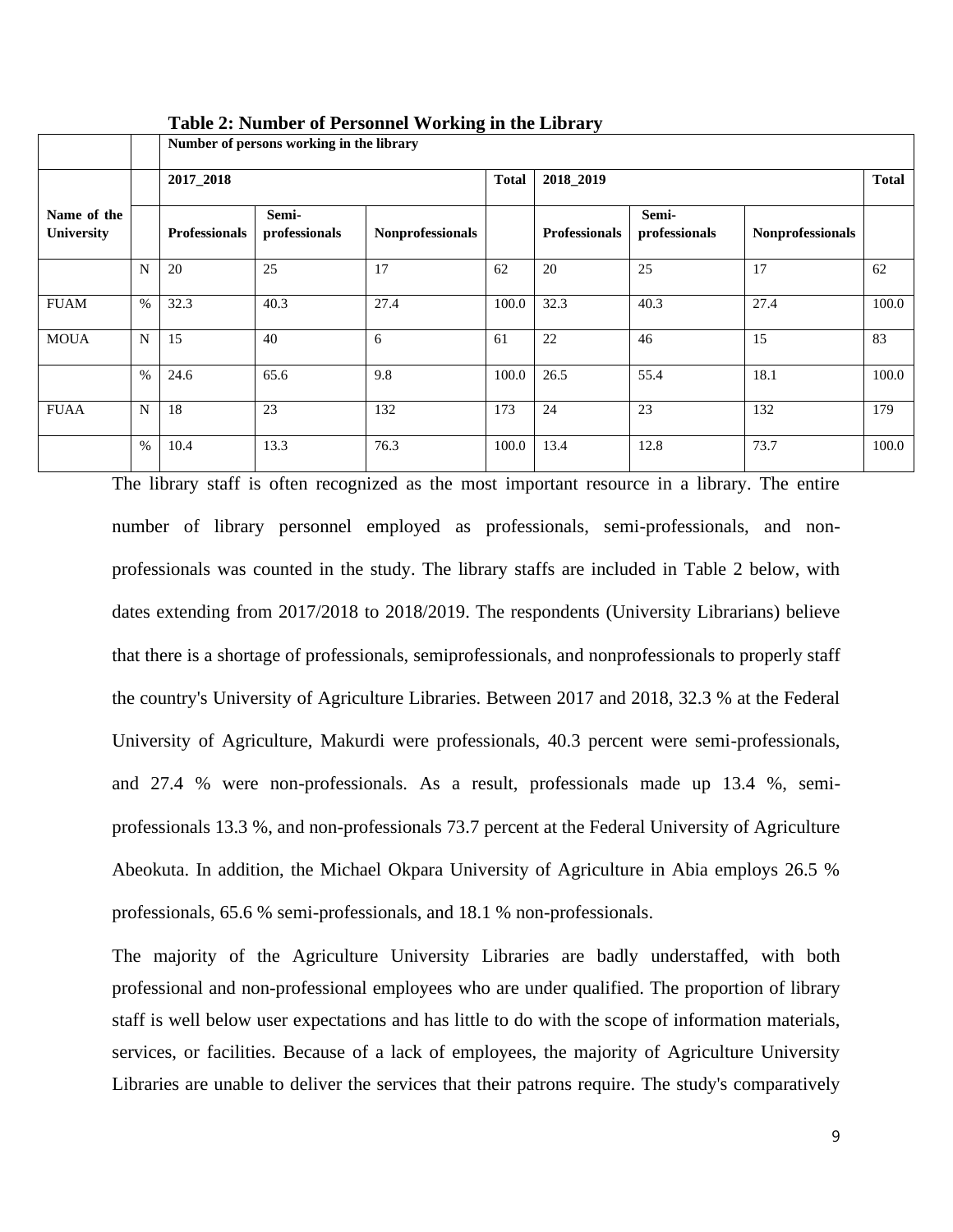**Table 2: Number of Personnel Working in the Library**

| Name of the University | | Number of persons working in the library | | | | | | | |
|---|---|---|---|---|---|---|---|---|---|
| | | 2017_2018 | | | Total | 2018_2019 | | | Total |
| | | Professionals | Semi-professionals | Nonprofessionals | | Professionals | Semi-professionals | Nonprofessionals | |
| | N | 20 | 25 | 17 | 62 | 20 | 25 | 17 | 62 |
| FUAM | % | 32.3 | 40.3 | 27.4 | 100.0 | 32.3 | 40.3 | 27.4 | 100.0 |
| MOUA | N | 15 | 40 | 6 | 61 | 22 | 46 | 15 | 83 |
| | % | 24.6 | 65.6 | 9.8 | 100.0 | 26.5 | 55.4 | 18.1 | 100.0 |
| FUAA | N | 18 | 23 | 132 | 173 | 24 | 23 | 132 | 179 |
| | % | 10.4 | 13.3 | 76.3 | 100.0 | 13.4 | 12.8 | 73.7 | 100.0 |

The library staff is often recognized as the most important resource in a library. The entire number of library personnel employed as professionals, semi-professionals, and non-professionals was counted in the study. The library staffs are included in Table 2 below, with dates extending from 2017/2018 to 2018/2019. The respondents (University Librarians) believe that there is a shortage of professionals, semiprofessionals, and nonprofessionals to properly staff the country's University of Agriculture Libraries. Between 2017 and 2018, 32.3 % at the Federal University of Agriculture, Makurdi were professionals, 40.3 percent were semi-professionals, and 27.4 % were non-professionals. As a result, professionals made up 13.4 %, semi-professionals 13.3 %, and non-professionals 73.7 percent at the Federal University of Agriculture Abeokuta. In addition, the Michael Okpara University of Agriculture in Abia employs 26.5 % professionals, 65.6 % semi-professionals, and 18.1 % non-professionals.

The majority of the Agriculture University Libraries are badly understaffed, with both professional and non-professional employees who are under qualified. The proportion of library staff is well below user expectations and has little to do with the scope of information materials, services, or facilities. Because of a lack of employees, the majority of Agriculture University Libraries are unable to deliver the services that their patrons require. The study's comparatively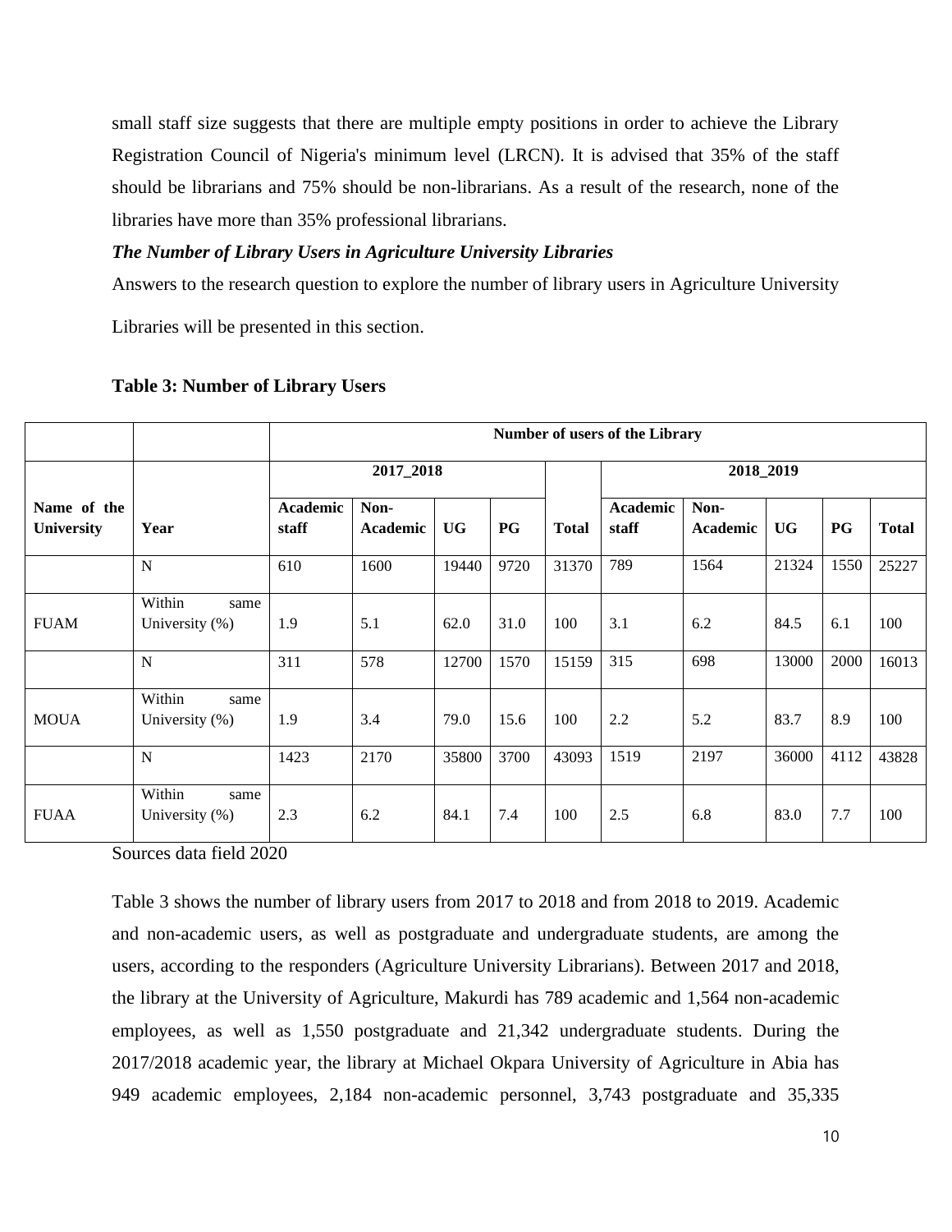small staff size suggests that there are multiple empty positions in order to achieve the Library Registration Council of Nigeria's minimum level (LRCN). It is advised that 35% of the staff should be librarians and 75% should be non-librarians. As a result of the research, none of the libraries have more than 35% professional librarians.

***The Number of Library Users in Agriculture University Libraries***

Answers to the research question to explore the number of library users in Agriculture University Libraries will be presented in this section.

**Table 3: Number of Library Users**

| | | Number of users of the Library | | | | | | | | | |
|---|---|---|---|---|---|---|---|---|---|---|---|
| | | 2017_2018 | | | | | 2018_2019 | | | | |
| **Name of the University** | **Year** | **Academic staff** | **Non-Academic** | **UG** | **PG** | **Total** | **Academic staff** | **Non-Academic** | **UG** | **PG** | **Total** |
| | N | 610 | 1600 | 19440 | 9720 | 31370 | 789 | 1564 | 21324 | 1550 | 25227 |
| FUAM | Within same University (%) | 1.9 | 5.1 | 62.0 | 31.0 | 100 | 3.1 | 6.2 | 84.5 | 6.1 | 100 |
| | N | 311 | 578 | 12700 | 1570 | 15159 | 315 | 698 | 13000 | 2000 | 16013 |
| MOUA | Within same University (%) | 1.9 | 3.4 | 79.0 | 15.6 | 100 | 2.2 | 5.2 | 83.7 | 8.9 | 100 |
| | N | 1423 | 2170 | 35800 | 3700 | 43093 | 1519 | 2197 | 36000 | 4112 | 43828 |
| FUAA | Within same University (%) | 2.3 | 6.2 | 84.1 | 7.4 | 100 | 2.5 | 6.8 | 83.0 | 7.7 | 100 |

Sources data field 2020

Table 3 shows the number of library users from 2017 to 2018 and from 2018 to 2019. Academic and non-academic users, as well as postgraduate and undergraduate students, are among the users, according to the responders (Agriculture University Librarians). Between 2017 and 2018, the library at the University of Agriculture, Makurdi has 789 academic and 1,564 non-academic employees, as well as 1,550 postgraduate and 21,342 undergraduate students. During the 2017/2018 academic year, the library at Michael Okpara University of Agriculture in Abia has 949 academic employees, 2,184 non-academic personnel, 3,743 postgraduate and 35,335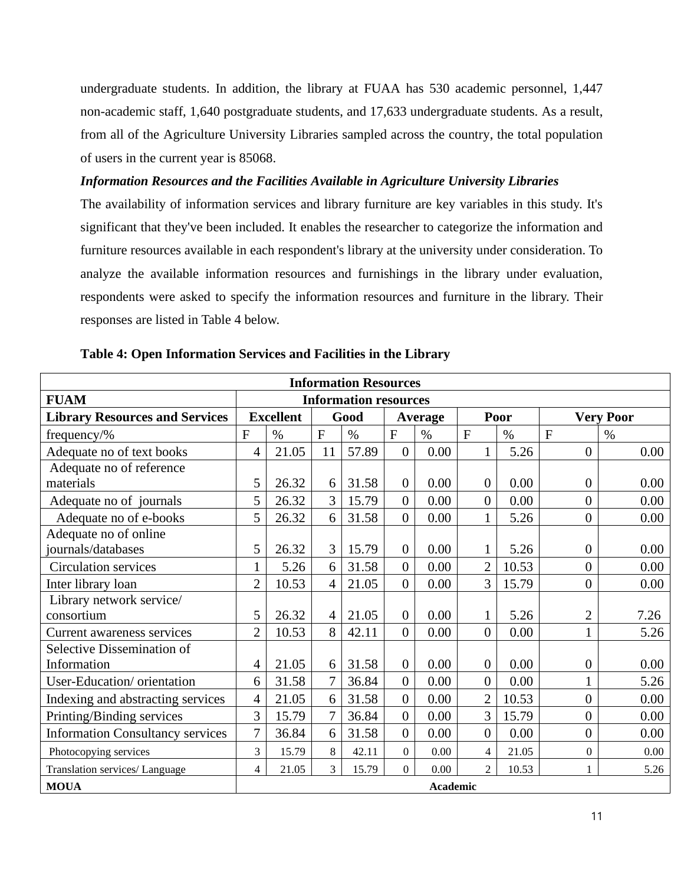undergraduate students. In addition, the library at FUAA has 530 academic personnel, 1,447 non-academic staff, 1,640 postgraduate students, and 17,633 undergraduate students. As a result, from all of the Agriculture University Libraries sampled across the country, the total population of users in the current year is 85068.

***Information Resources and the Facilities Available in Agriculture University Libraries***

The availability of information services and library furniture are key variables in this study. It's significant that they've been included. It enables the researcher to categorize the information and furniture resources available in each respondent's library at the university under consideration. To analyze the available information resources and furnishings in the library under evaluation, respondents were asked to specify the information resources and furniture in the library. Their responses are listed in Table 4 below.

**Table 4: Open Information Services and Facilities in the Library**

| **Information Resources** | | | | | | | | | | |
|---|---|---|---|---|---|---|---|---|---|---|
| **FUAM** | **Information resources** | | | | | | | | | |
| **Library Resources and Services** | **Excellent** | | **Good** | | **Average** | | **Poor** | | **Very Poor** | |
| frequency/% | F | % | F | % | F | % | F | % | F | % |
| Adequate no of text books | 4 | 21.05 | 11 | 57.89 | 0 | 0.00 | 1 | 5.26 | 0 | 0.00 |
| Adequate no of reference materials | 5 | 26.32 | 6 | 31.58 | 0 | 0.00 | 0 | 0.00 | 0 | 0.00 |
| Adequate no of journals | 5 | 26.32 | 3 | 15.79 | 0 | 0.00 | 0 | 0.00 | 0 | 0.00 |
| Adequate no of e-books | 5 | 26.32 | 6 | 31.58 | 0 | 0.00 | 1 | 5.26 | 0 | 0.00 |
| Adequate no of online journals/databases | 5 | 26.32 | 3 | 15.79 | 0 | 0.00 | 1 | 5.26 | 0 | 0.00 |
| Circulation services | 1 | 5.26 | 6 | 31.58 | 0 | 0.00 | 2 | 10.53 | 0 | 0.00 |
| Inter library loan | 2 | 10.53 | 4 | 21.05 | 0 | 0.00 | 3 | 15.79 | 0 | 0.00 |
| Library network service/ consortium | 5 | 26.32 | 4 | 21.05 | 0 | 0.00 | 1 | 5.26 | 2 | 7.26 |
| Current awareness services | 2 | 10.53 | 8 | 42.11 | 0 | 0.00 | 0 | 0.00 | 1 | 5.26 |
| Selective Dissemination of Information | 4 | 21.05 | 6 | 31.58 | 0 | 0.00 | 0 | 0.00 | 0 | 0.00 |
| User-Education/ orientation | 6 | 31.58 | 7 | 36.84 | 0 | 0.00 | 0 | 0.00 | 1 | 5.26 |
| Indexing and abstracting services | 4 | 21.05 | 6 | 31.58 | 0 | 0.00 | 2 | 10.53 | 0 | 0.00 |
| Printing/Binding services | 3 | 15.79 | 7 | 36.84 | 0 | 0.00 | 3 | 15.79 | 0 | 0.00 |
| Information Consultancy services | 7 | 36.84 | 6 | 31.58 | 0 | 0.00 | 0 | 0.00 | 0 | 0.00 |
| Photocopying services | 3 | 15.79 | 8 | 42.11 | 0 | 0.00 | 4 | 21.05 | 0 | 0.00 |
| Translation services/ Language | 4 | 21.05 | 3 | 15.79 | 0 | 0.00 | 2 | 10.53 | 1 | 5.26 |
| **MOUA** | **Academic** | | | | | | | | | |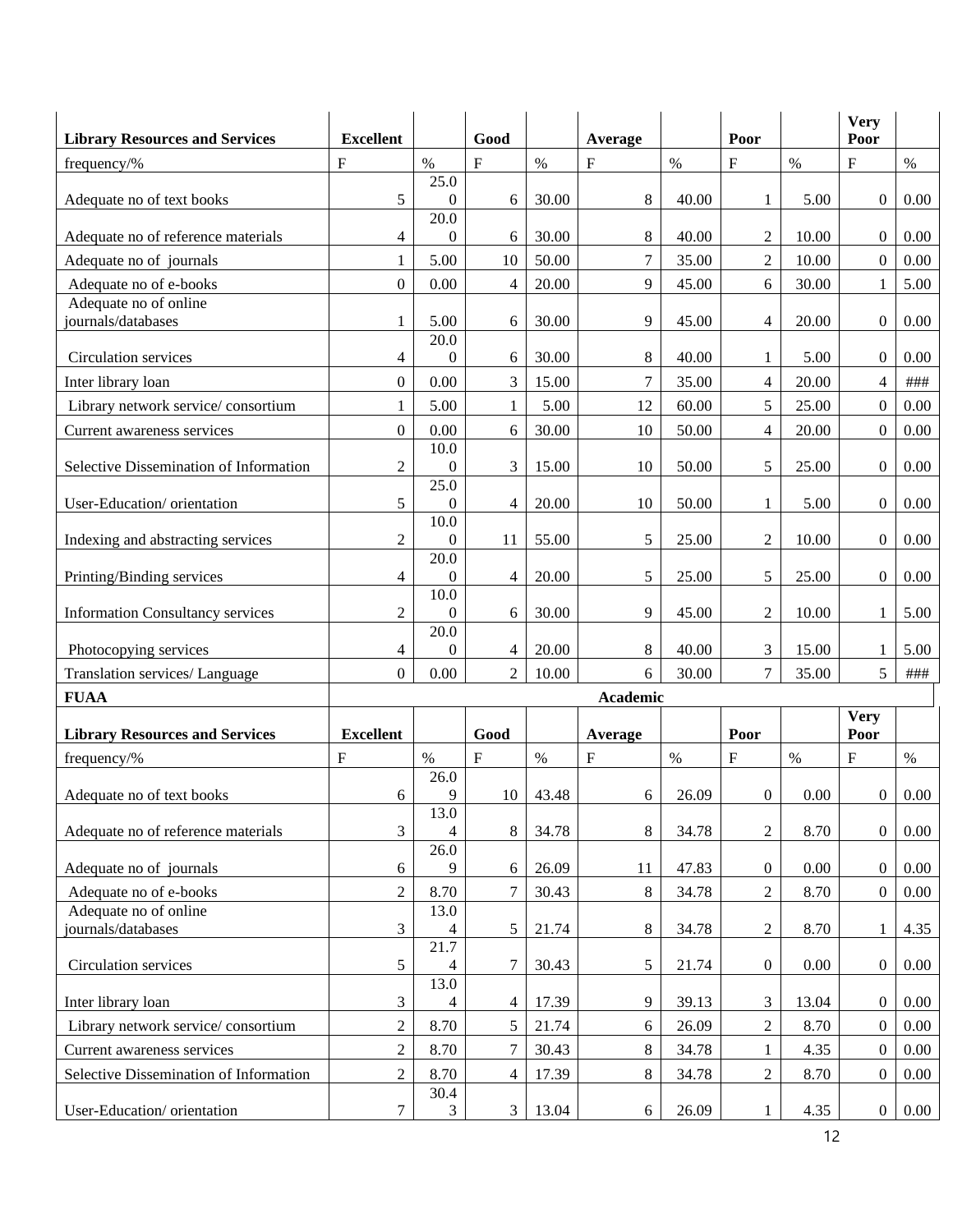| Library Resources and Services | Excellent | | Good | | Average | | Poor | | Very Poor | |
|---|---|---|---|---|---|---|---|---|---|---|
| frequency/% | F | % | F | % | F | % | F | % | F | % |
| Adequate no of text books | 5 | 25.00 | 6 | 30.00 | 8 | 40.00 | 1 | 5.00 | 0 | 0.00 |
| Adequate no of reference materials | 4 | 20.00 | 6 | 30.00 | 8 | 40.00 | 2 | 10.00 | 0 | 0.00 |
| Adequate no of journals | 1 | 5.00 | 10 | 50.00 | 7 | 35.00 | 2 | 10.00 | 0 | 0.00 |
| Adequate no of e-books | 0 | 0.00 | 4 | 20.00 | 9 | 45.00 | 6 | 30.00 | 1 | 5.00 |
| Adequate no of online journals/databases | 1 | 5.00 | 6 | 30.00 | 9 | 45.00 | 4 | 20.00 | 0 | 0.00 |
| Circulation services | 4 | 20.00 | 6 | 30.00 | 8 | 40.00 | 1 | 5.00 | 0 | 0.00 |
| Inter library loan | 0 | 0.00 | 3 | 15.00 | 7 | 35.00 | 4 | 20.00 | 4 | ### |
| Library network service/ consortium | 1 | 5.00 | 1 | 5.00 | 12 | 60.00 | 5 | 25.00 | 0 | 0.00 |
| Current awareness services | 0 | 0.00 | 6 | 30.00 | 10 | 50.00 | 4 | 20.00 | 0 | 0.00 |
| Selective Dissemination of Information | 2 | 10.00 | 3 | 15.00 | 10 | 50.00 | 5 | 25.00 | 0 | 0.00 |
| User-Education/ orientation | 5 | 25.00 | 4 | 20.00 | 10 | 50.00 | 1 | 5.00 | 0 | 0.00 |
| Indexing and abstracting services | 2 | 10.00 | 11 | 55.00 | 5 | 25.00 | 2 | 10.00 | 0 | 0.00 |
| Printing/Binding services | 4 | 20.00 | 4 | 20.00 | 5 | 25.00 | 5 | 25.00 | 0 | 0.00 |
| Information Consultancy services | 2 | 10.00 | 6 | 30.00 | 9 | 45.00 | 2 | 10.00 | 1 | 5.00 |
| Photocopying services | 4 | 20.00 | 4 | 20.00 | 8 | 40.00 | 3 | 15.00 | 1 | 5.00 |
| Translation services/ Language | 0 | 0.00 | 2 | 10.00 | 6 | 30.00 | 7 | 35.00 | 5 | ### |

| FUAA | Academic | | | | | | | | | |
|---|---|---|---|---|---|---|---|---|---|---|
| Library Resources and Services | Excellent | | Good | | Average | | Poor | | Very Poor | |
| frequency/% | F | % | F | % | F | % | F | % | F | % |
| Adequate no of text books | 6 | 26.09 | 10 | 43.48 | 6 | 26.09 | 0 | 0.00 | 0 | 0.00 |
| Adequate no of reference materials | 3 | 13.04 | 8 | 34.78 | 8 | 34.78 | 2 | 8.70 | 0 | 0.00 |
| Adequate no of journals | 6 | 26.09 | 6 | 26.09 | 11 | 47.83 | 0 | 0.00 | 0 | 0.00 |
| Adequate no of e-books | 2 | 8.70 | 7 | 30.43 | 8 | 34.78 | 2 | 8.70 | 0 | 0.00 |
| Adequate no of online journals/databases | 3 | 13.04 | 5 | 21.74 | 8 | 34.78 | 2 | 8.70 | 1 | 4.35 |
| Circulation services | 5 | 21.74 | 7 | 30.43 | 5 | 21.74 | 0 | 0.00 | 0 | 0.00 |
| Inter library loan | 3 | 13.04 | 4 | 17.39 | 9 | 39.13 | 3 | 13.04 | 0 | 0.00 |
| Library network service/ consortium | 2 | 8.70 | 5 | 21.74 | 6 | 26.09 | 2 | 8.70 | 0 | 0.00 |
| Current awareness services | 2 | 8.70 | 7 | 30.43 | 8 | 34.78 | 1 | 4.35 | 0 | 0.00 |
| Selective Dissemination of Information | 2 | 8.70 | 4 | 17.39 | 8 | 34.78 | 2 | 8.70 | 0 | 0.00 |
| User-Education/ orientation | 7 | 30.43 | 3 | 13.04 | 6 | 26.09 | 1 | 4.35 | 0 | 0.00 |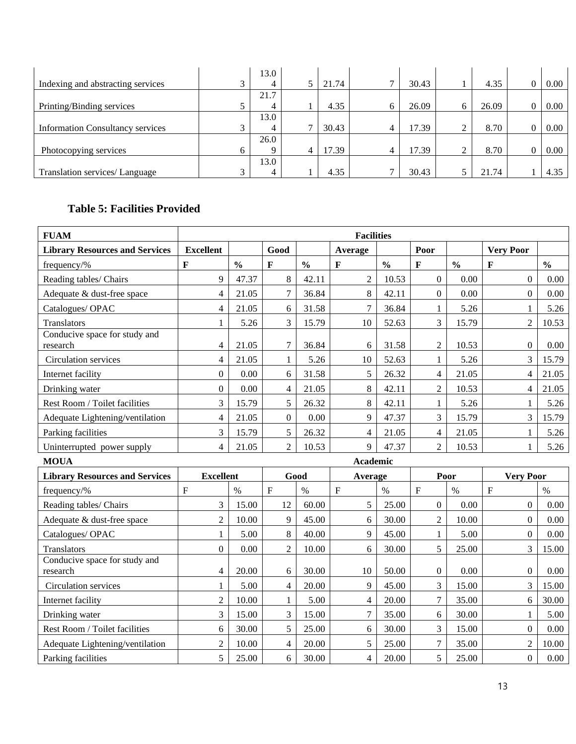| | | | | | | | | | | |
|---|---|---|---|---|---|---|---|---|---|---|
| Indexing and abstracting services | 3 | 13.04 | 5 | 21.74 | 7 | 30.43 | 1 | 4.35 | 0 | 0.00 |
| Printing/Binding services | 5 | 21.74 | 1 | 4.35 | 6 | 26.09 | 6 | 26.09 | 0 | 0.00 |
| Information Consultancy services | 3 | 13.04 | 7 | 30.43 | 4 | 17.39 | 2 | 8.70 | 0 | 0.00 |
| Photocopying services | 6 | 26.09 | 4 | 17.39 | 4 | 17.39 | 2 | 8.70 | 0 | 0.00 |
| Translation services/ Language | 3 | 13.04 | 1 | 4.35 | 7 | 30.43 | 5 | 21.74 | 1 | 4.35 |

### Table 5: Facilities Provided

| **FUAM** | **Facilities** | | | | | | | | | |
|---|---|---|---|---|---|---|---|---|---|---|
| **Library Resources and Services** | **Excellent** | | **Good** | | **Average** | | **Poor** | | **Very Poor** | |
| frequency/% | **F** | **%** | **F** | **%** | **F** | **%** | **F** | **%** | **F** | **%** |
| Reading tables/ Chairs | 9 | 47.37 | 8 | 42.11 | 2 | 10.53 | 0 | 0.00 | 0 | 0.00 |
| Adequate & dust-free space | 4 | 21.05 | 7 | 36.84 | 8 | 42.11 | 0 | 0.00 | 0 | 0.00 |
| Catalogues/ OPAC | 4 | 21.05 | 6 | 31.58 | 7 | 36.84 | 1 | 5.26 | 1 | 5.26 |
| Translators | 1 | 5.26 | 3 | 15.79 | 10 | 52.63 | 3 | 15.79 | 2 | 10.53 |
| Conducive space for study and research | 4 | 21.05 | 7 | 36.84 | 6 | 31.58 | 2 | 10.53 | 0 | 0.00 |
| Circulation services | 4 | 21.05 | 1 | 5.26 | 10 | 52.63 | 1 | 5.26 | 3 | 15.79 |
| Internet facility | 0 | 0.00 | 6 | 31.58 | 5 | 26.32 | 4 | 21.05 | 4 | 21.05 |
| Drinking water | 0 | 0.00 | 4 | 21.05 | 8 | 42.11 | 2 | 10.53 | 4 | 21.05 |
| Rest Room / Toilet facilities | 3 | 15.79 | 5 | 26.32 | 8 | 42.11 | 1 | 5.26 | 1 | 5.26 |
| Adequate Lightening/ventilation | 4 | 21.05 | 0 | 0.00 | 9 | 47.37 | 3 | 15.79 | 3 | 15.79 |
| Parking facilities | 3 | 15.79 | 5 | 26.32 | 4 | 21.05 | 4 | 21.05 | 1 | 5.26 |
| Uninterrupted power supply | 4 | 21.05 | 2 | 10.53 | 9 | 47.37 | 2 | 10.53 | 1 | 5.26 |
| **MOUA** | **Academic** | | | | | | | | | |
| **Library Resources and Services** | **Excellent** | | **Good** | | **Average** | | **Poor** | | **Very Poor** | |
| frequency/% | F | % | F | % | F | % | F | % | F | % |
| Reading tables/ Chairs | 3 | 15.00 | 12 | 60.00 | 5 | 25.00 | 0 | 0.00 | 0 | 0.00 |
| Adequate & dust-free space | 2 | 10.00 | 9 | 45.00 | 6 | 30.00 | 2 | 10.00 | 0 | 0.00 |
| Catalogues/ OPAC | 1 | 5.00 | 8 | 40.00 | 9 | 45.00 | 1 | 5.00 | 0 | 0.00 |
| Translators | 0 | 0.00 | 2 | 10.00 | 6 | 30.00 | 5 | 25.00 | 3 | 15.00 |
| Conducive space for study and research | 4 | 20.00 | 6 | 30.00 | 10 | 50.00 | 0 | 0.00 | 0 | 0.00 |
| Circulation services | 1 | 5.00 | 4 | 20.00 | 9 | 45.00 | 3 | 15.00 | 3 | 15.00 |
| Internet facility | 2 | 10.00 | 1 | 5.00 | 4 | 20.00 | 7 | 35.00 | 6 | 30.00 |
| Drinking water | 3 | 15.00 | 3 | 15.00 | 7 | 35.00 | 6 | 30.00 | 1 | 5.00 |
| Rest Room / Toilet facilities | 6 | 30.00 | 5 | 25.00 | 6 | 30.00 | 3 | 15.00 | 0 | 0.00 |
| Adequate Lightening/ventilation | 2 | 10.00 | 4 | 20.00 | 5 | 25.00 | 7 | 35.00 | 2 | 10.00 |
| Parking facilities | 5 | 25.00 | 6 | 30.00 | 4 | 20.00 | 5 | 25.00 | 0 | 0.00 |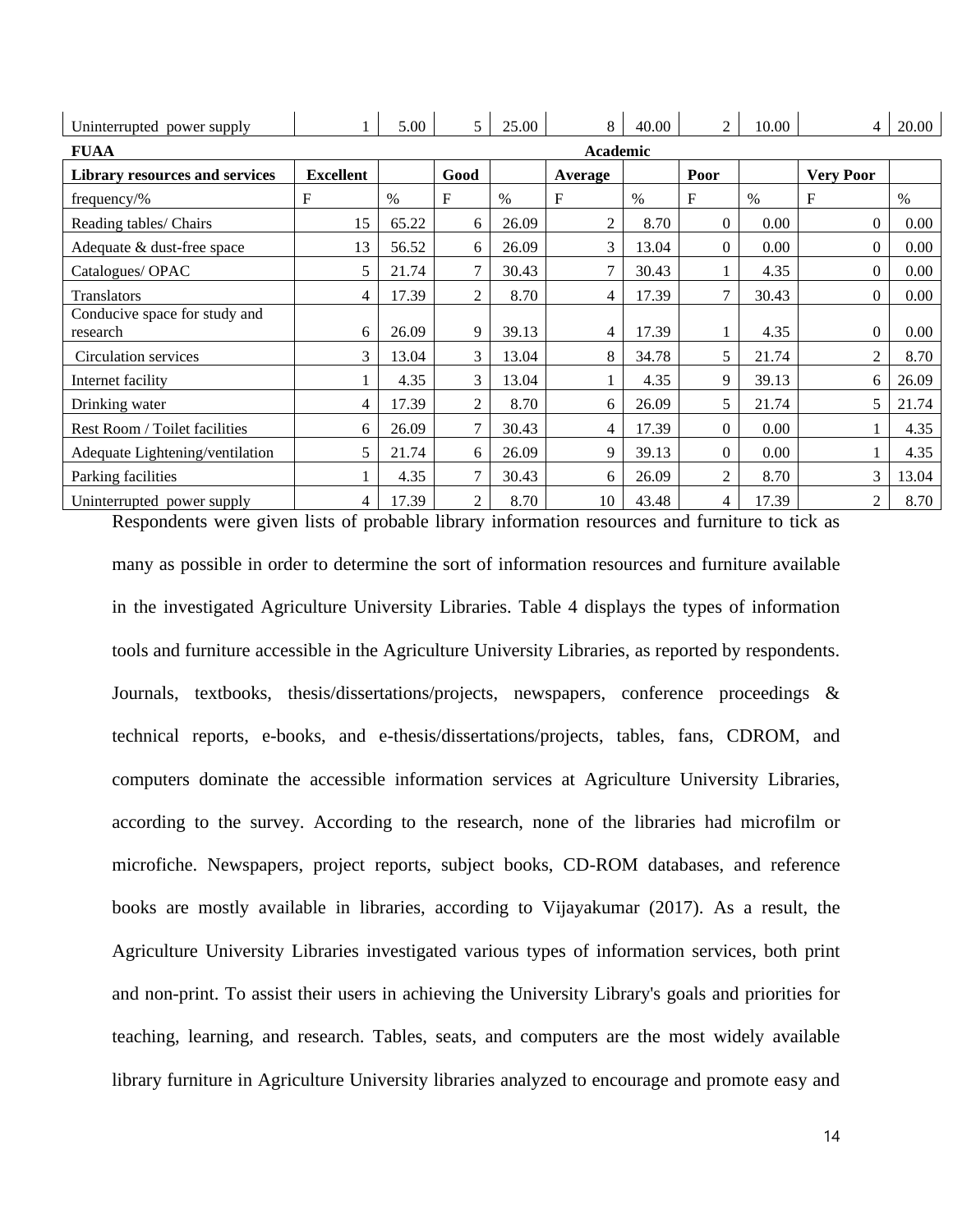| Uninterrupted power supply | 1 | 5.00 | 5 | 25.00 | 8 | 40.00 | 2 | 10.00 | 4 | 20.00 |
|---|---|---|---|---|---|---|---|---|---|---|
| **FUAA** | | | | | **Academic** | | | | | |
| **Library resources and services** | **Excellent** | | **Good** | | **Average** | | **Poor** | | **Very Poor** | |
| frequency/% | F | % | F | % | F | % | F | % | F | % |
| Reading tables/ Chairs | 15 | 65.22 | 6 | 26.09 | 2 | 8.70 | 0 | 0.00 | 0 | 0.00 |
| Adequate & dust-free space | 13 | 56.52 | 6 | 26.09 | 3 | 13.04 | 0 | 0.00 | 0 | 0.00 |
| Catalogues/ OPAC | 5 | 21.74 | 7 | 30.43 | 7 | 30.43 | 1 | 4.35 | 0 | 0.00 |
| Translators | 4 | 17.39 | 2 | 8.70 | 4 | 17.39 | 7 | 30.43 | 0 | 0.00 |
| Conducive space for study and research | 6 | 26.09 | 9 | 39.13 | 4 | 17.39 | 1 | 4.35 | 0 | 0.00 |
| Circulation services | 3 | 13.04 | 3 | 13.04 | 8 | 34.78 | 5 | 21.74 | 2 | 8.70 |
| Internet facility | 1 | 4.35 | 3 | 13.04 | 1 | 4.35 | 9 | 39.13 | 6 | 26.09 |
| Drinking water | 4 | 17.39 | 2 | 8.70 | 6 | 26.09 | 5 | 21.74 | 5 | 21.74 |
| Rest Room / Toilet facilities | 6 | 26.09 | 7 | 30.43 | 4 | 17.39 | 0 | 0.00 | 1 | 4.35 |
| Adequate Lightening/ventilation | 5 | 21.74 | 6 | 26.09 | 9 | 39.13 | 0 | 0.00 | 1 | 4.35 |
| Parking facilities | 1 | 4.35 | 7 | 30.43 | 6 | 26.09 | 2 | 8.70 | 3 | 13.04 |
| Uninterrupted power supply | 4 | 17.39 | 2 | 8.70 | 10 | 43.48 | 4 | 17.39 | 2 | 8.70 |

Respondents were given lists of probable library information resources and furniture to tick as many as possible in order to determine the sort of information resources and furniture available in the investigated Agriculture University Libraries. Table 4 displays the types of information tools and furniture accessible in the Agriculture University Libraries, as reported by respondents. Journals, textbooks, thesis/dissertations/projects, newspapers, conference proceedings & technical reports, e-books, and e-thesis/dissertations/projects, tables, fans, CDROM, and computers dominate the accessible information services at Agriculture University Libraries, according to the survey. According to the research, none of the libraries had microfilm or microfiche. Newspapers, project reports, subject books, CD-ROM databases, and reference books are mostly available in libraries, according to Vijayakumar (2017). As a result, the Agriculture University Libraries investigated various types of information services, both print and non-print. To assist their users in achieving the University Library's goals and priorities for teaching, learning, and research. Tables, seats, and computers are the most widely available library furniture in Agriculture University libraries analyzed to encourage and promote easy and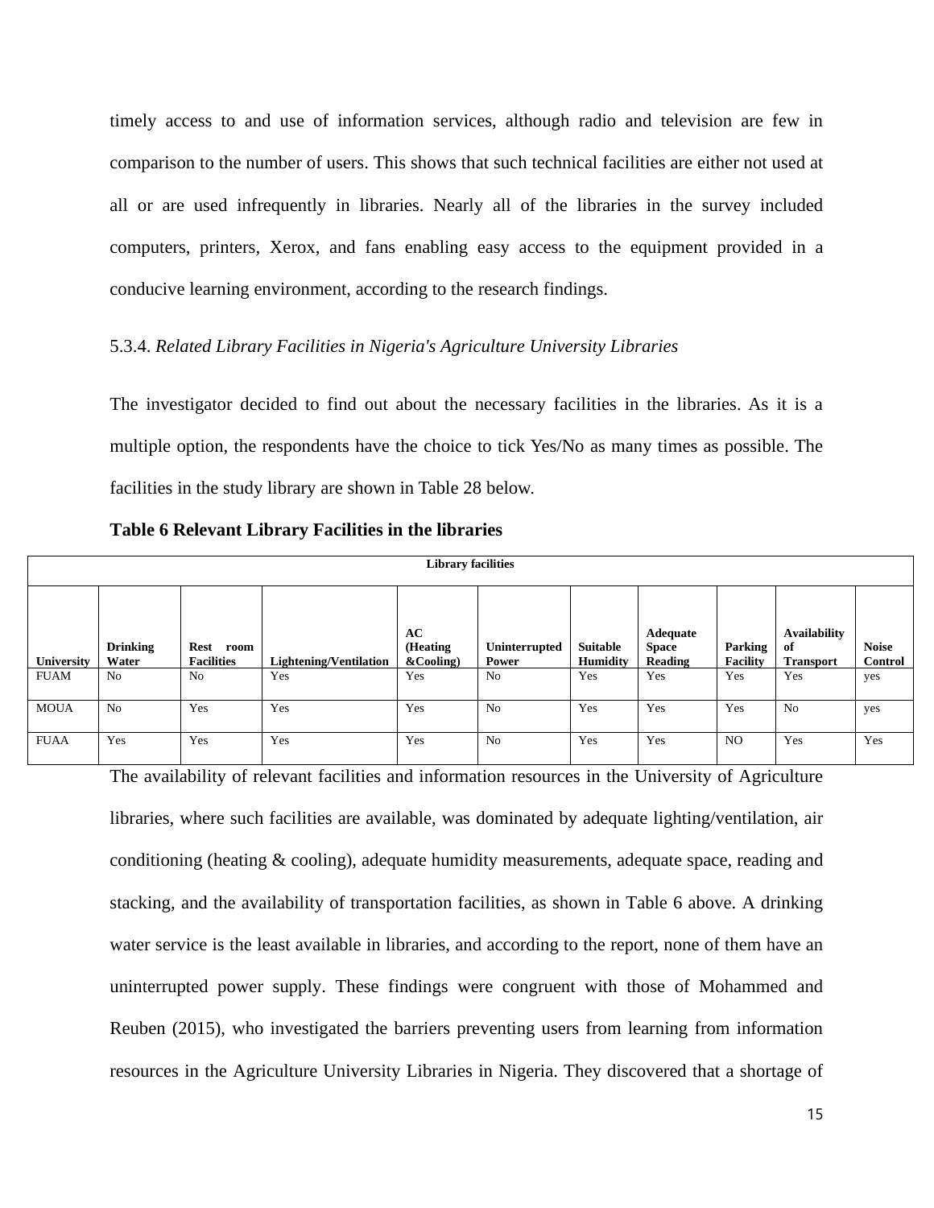timely access to and use of information services, although radio and television are few in comparison to the number of users. This shows that such technical facilities are either not used at all or are used infrequently in libraries. Nearly all of the libraries in the survey included computers, printers, Xerox, and fans enabling easy access to the equipment provided in a conducive learning environment, according to the research findings.

5.3.4. *Related Library Facilities in Nigeria's Agriculture University Libraries*

The investigator decided to find out about the necessary facilities in the libraries. As it is a multiple option, the respondents have the choice to tick Yes/No as many times as possible. The facilities in the study library are shown in Table 28 below.

**Table 6 Relevant Library Facilities in the libraries**

| Library facilities | | | | | | | | | | |
|---|---|---|---|---|---|---|---|---|---|---|
| **University** | **Drinking Water** | **Rest room Facilities** | **Lightening/Ventilation** | **AC (Heating &Cooling)** | **Uninterrupted Power** | **Suitable Humidity** | **Adequate Space Reading** | **Parking Facility** | **Availability of Transport** | **Noise Control** |
| FUAM | No | No | Yes | Yes | No | Yes | Yes | Yes | Yes | yes |
| MOUA | No | Yes | Yes | Yes | No | Yes | Yes | Yes | No | yes |
| FUAA | Yes | Yes | Yes | Yes | No | Yes | Yes | NO | Yes | Yes |

The availability of relevant facilities and information resources in the University of Agriculture libraries, where such facilities are available, was dominated by adequate lighting/ventilation, air conditioning (heating & cooling), adequate humidity measurements, adequate space, reading and stacking, and the availability of transportation facilities, as shown in Table 6 above. A drinking water service is the least available in libraries, and according to the report, none of them have an uninterrupted power supply. These findings were congruent with those of Mohammed and Reuben (2015), who investigated the barriers preventing users from learning from information resources in the Agriculture University Libraries in Nigeria. They discovered that a shortage of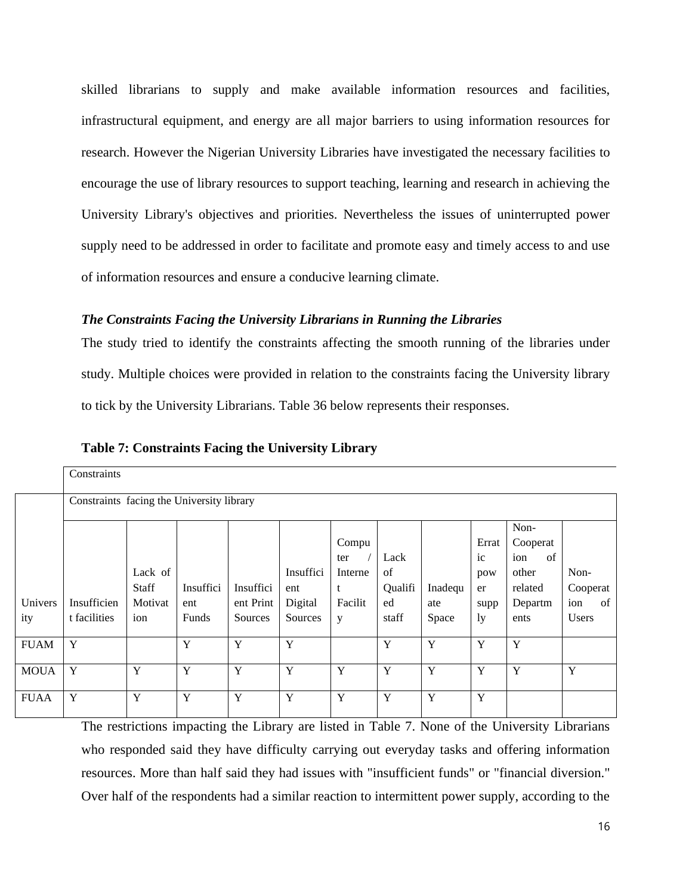skilled librarians to supply and make available information resources and facilities, infrastructural equipment, and energy are all major barriers to using information resources for research. However the Nigerian University Libraries have investigated the necessary facilities to encourage the use of library resources to support teaching, learning and research in achieving the University Library's objectives and priorities. Nevertheless the issues of uninterrupted power supply need to be addressed in order to facilitate and promote easy and timely access to and use of information resources and ensure a conducive learning climate.

### *The Constraints Facing the University Librarians in Running the Libraries*

The study tried to identify the constraints affecting the smooth running of the libraries under study. Multiple choices were provided in relation to the constraints facing the University library to tick by the University Librarians. Table 36 below represents their responses.

**Table 7: Constraints Facing the University Library**

| | Constraints | | | | | | | | | | |
|---|---|---|---|---|---|---|---|---|---|---|---|
| | Constraints facing the University library | | | | | | | | | | |
| University | Insufficient facilities | Lack of Staff Motivation | Insufficient Funds | Insufficient Print Sources | Insufficient Digital Sources | Computer / Internet Facility | Lack of Qualified staff | Inadequate Space | Erratic power supply | Non-Cooperation of other related Departments | Non-Cooperation of Users |
| FUAM | Y | | Y | Y | Y | | Y | Y | Y | Y | |
| MOUA | Y | Y | Y | Y | Y | Y | Y | Y | Y | Y | Y |
| FUAA | Y | Y | Y | Y | Y | Y | Y | Y | Y | | |

The restrictions impacting the Library are listed in Table 7. None of the University Librarians who responded said they have difficulty carrying out everyday tasks and offering information resources. More than half said they had issues with "insufficient funds" or "financial diversion." Over half of the respondents had a similar reaction to intermittent power supply, according to the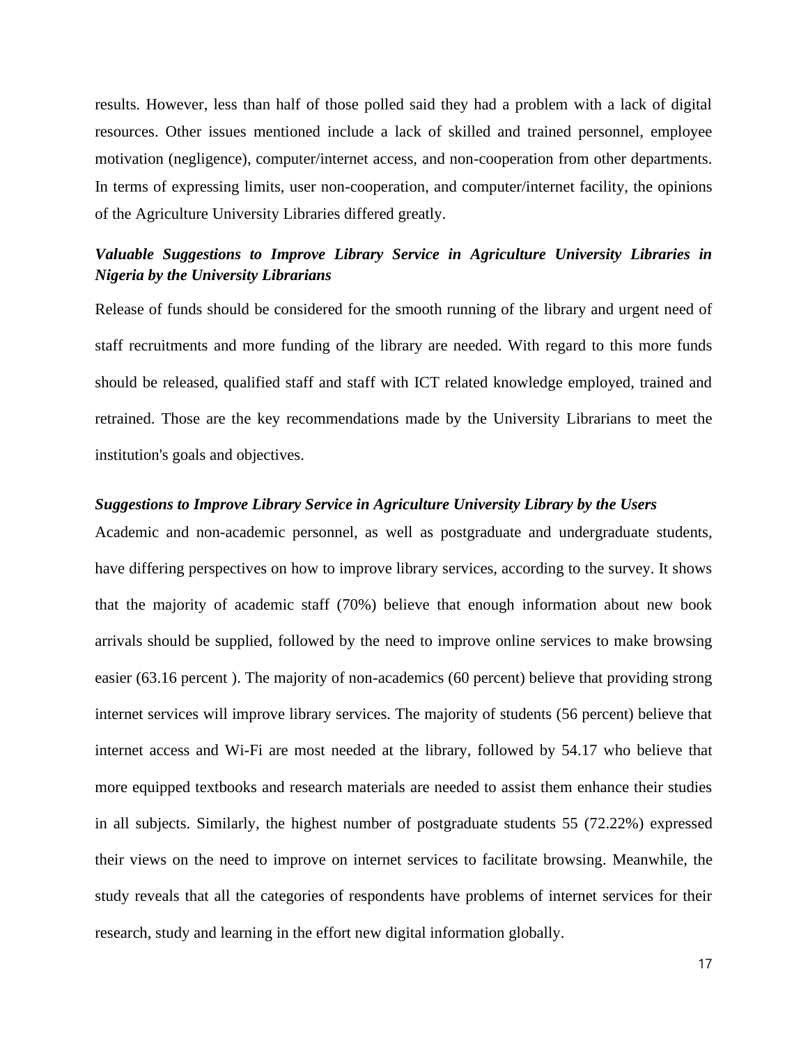results. However, less than half of those polled said they had a problem with a lack of digital resources. Other issues mentioned include a lack of skilled and trained personnel, employee motivation (negligence), computer/internet access, and non-cooperation from other departments. In terms of expressing limits, user non-cooperation, and computer/internet facility, the opinions of the Agriculture University Libraries differed greatly.

***Valuable Suggestions to Improve Library Service in Agriculture University Libraries in Nigeria by the University Librarians***

Release of funds should be considered for the smooth running of the library and urgent need of staff recruitments and more funding of the library are needed. With regard to this more funds should be released, qualified staff and staff with ICT related knowledge employed, trained and retrained. Those are the key recommendations made by the University Librarians to meet the institution's goals and objectives.

***Suggestions to Improve Library Service in Agriculture University Library by the Users***

Academic and non-academic personnel, as well as postgraduate and undergraduate students, have differing perspectives on how to improve library services, according to the survey. It shows that the majority of academic staff (70%) believe that enough information about new book arrivals should be supplied, followed by the need to improve online services to make browsing easier (63.16 percent ). The majority of non-academics (60 percent) believe that providing strong internet services will improve library services. The majority of students (56 percent) believe that internet access and Wi-Fi are most needed at the library, followed by 54.17 who believe that more equipped textbooks and research materials are needed to assist them enhance their studies in all subjects. Similarly, the highest number of postgraduate students 55 (72.22%) expressed their views on the need to improve on internet services to facilitate browsing. Meanwhile, the study reveals that all the categories of respondents have problems of internet services for their research, study and learning in the effort new digital information globally.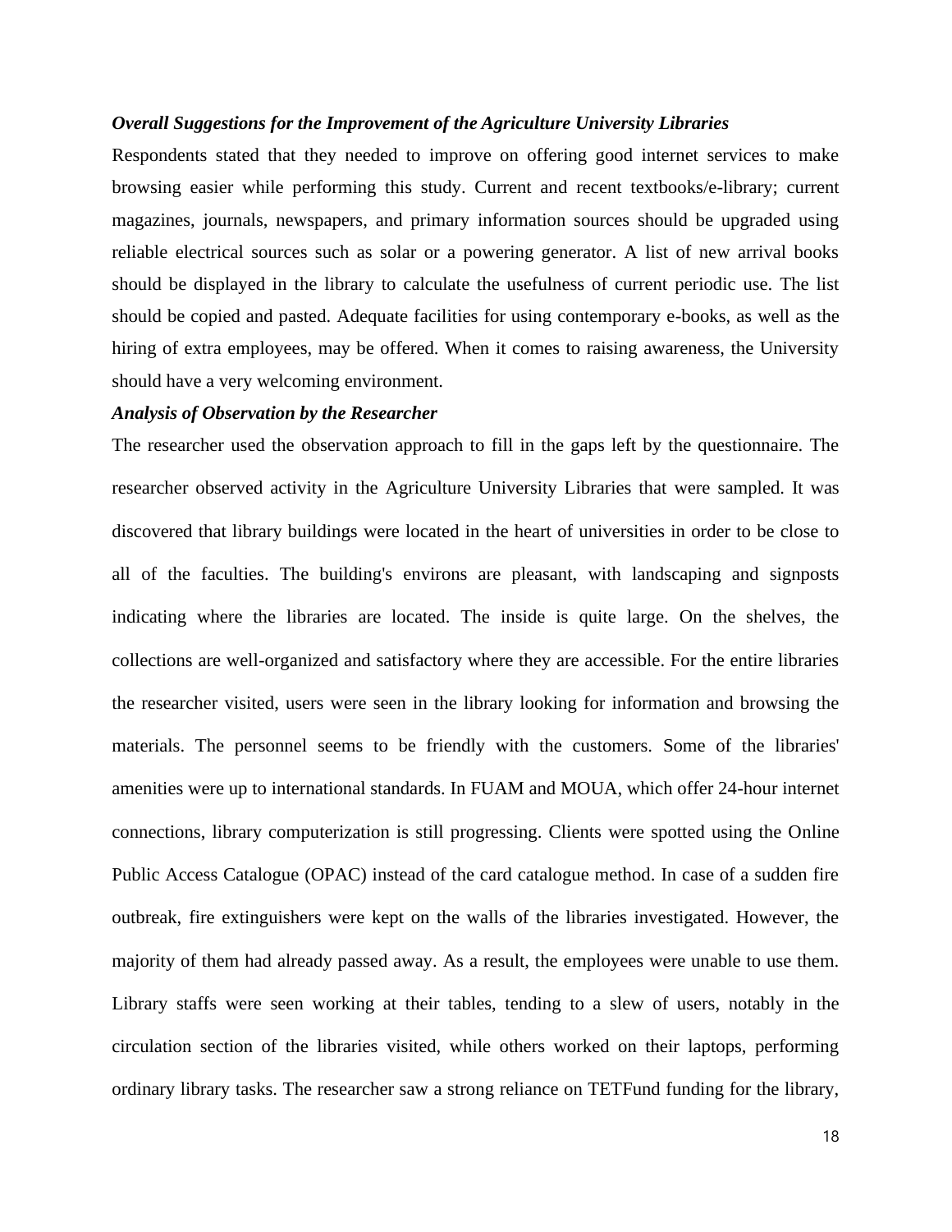***Overall Suggestions for the Improvement of the Agriculture University Libraries***

Respondents stated that they needed to improve on offering good internet services to make browsing easier while performing this study. Current and recent textbooks/e-library; current magazines, journals, newspapers, and primary information sources should be upgraded using reliable electrical sources such as solar or a powering generator. A list of new arrival books should be displayed in the library to calculate the usefulness of current periodic use. The list should be copied and pasted. Adequate facilities for using contemporary e-books, as well as the hiring of extra employees, may be offered. When it comes to raising awareness, the University should have a very welcoming environment.

***Analysis of Observation by the Researcher***

The researcher used the observation approach to fill in the gaps left by the questionnaire. The researcher observed activity in the Agriculture University Libraries that were sampled. It was discovered that library buildings were located in the heart of universities in order to be close to all of the faculties. The building's environs are pleasant, with landscaping and signposts indicating where the libraries are located. The inside is quite large. On the shelves, the collections are well-organized and satisfactory where they are accessible. For the entire libraries the researcher visited, users were seen in the library looking for information and browsing the materials. The personnel seems to be friendly with the customers. Some of the libraries' amenities were up to international standards. In FUAM and MOUA, which offer 24-hour internet connections, library computerization is still progressing. Clients were spotted using the Online Public Access Catalogue (OPAC) instead of the card catalogue method. In case of a sudden fire outbreak, fire extinguishers were kept on the walls of the libraries investigated. However, the majority of them had already passed away. As a result, the employees were unable to use them. Library staffs were seen working at their tables, tending to a slew of users, notably in the circulation section of the libraries visited, while others worked on their laptops, performing ordinary library tasks. The researcher saw a strong reliance on TETFund funding for the library,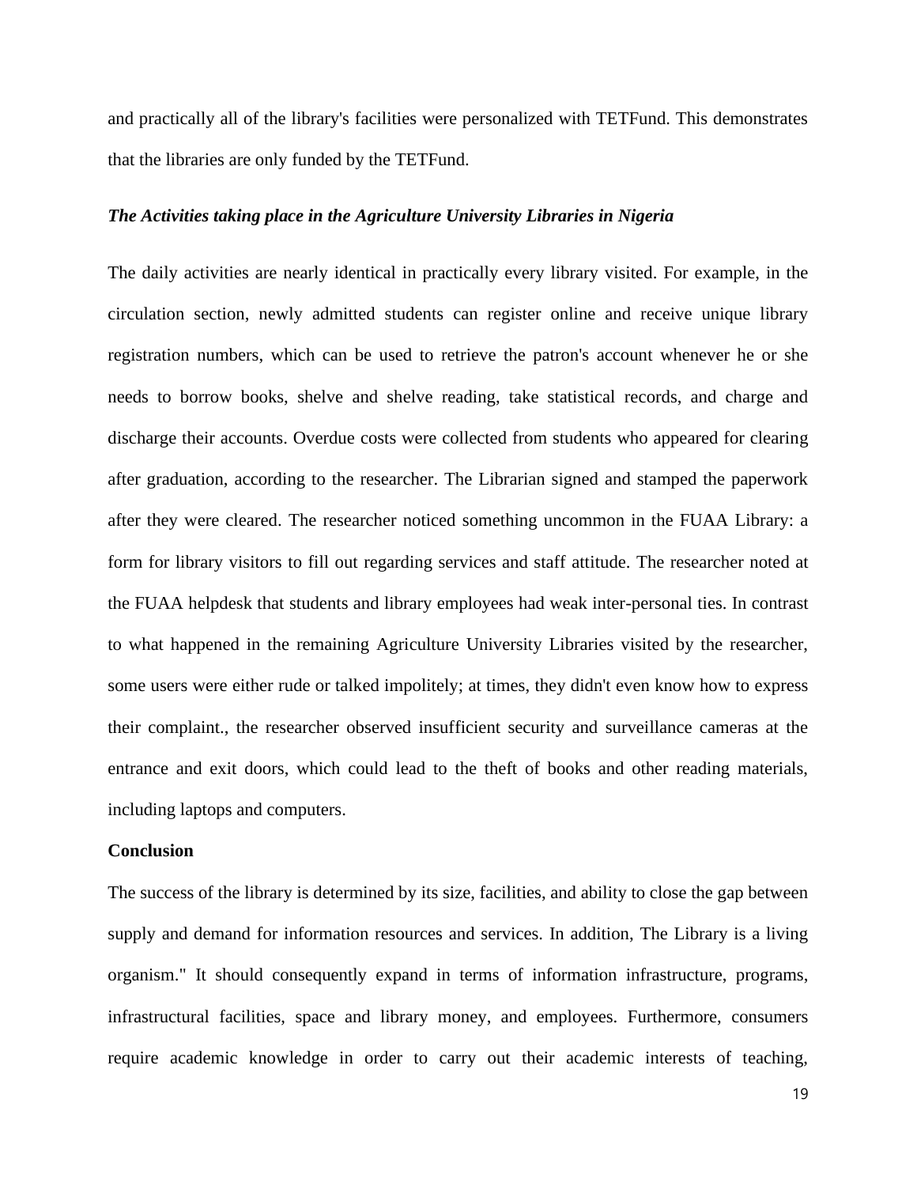and practically all of the library's facilities were personalized with TETFund. This demonstrates that the libraries are only funded by the TETFund.

***The Activities taking place in the Agriculture University Libraries in Nigeria***

The daily activities are nearly identical in practically every library visited. For example, in the circulation section, newly admitted students can register online and receive unique library registration numbers, which can be used to retrieve the patron's account whenever he or she needs to borrow books, shelve and shelve reading, take statistical records, and charge and discharge their accounts. Overdue costs were collected from students who appeared for clearing after graduation, according to the researcher. The Librarian signed and stamped the paperwork after they were cleared. The researcher noticed something uncommon in the FUAA Library: a form for library visitors to fill out regarding services and staff attitude. The researcher noted at the FUAA helpdesk that students and library employees had weak inter-personal ties. In contrast to what happened in the remaining Agriculture University Libraries visited by the researcher, some users were either rude or talked impolitely; at times, they didn't even know how to express their complaint., the researcher observed insufficient security and surveillance cameras at the entrance and exit doors, which could lead to the theft of books and other reading materials, including laptops and computers.

**Conclusion**

The success of the library is determined by its size, facilities, and ability to close the gap between supply and demand for information resources and services. In addition, The Library is a living organism." It should consequently expand in terms of information infrastructure, programs, infrastructural facilities, space and library money, and employees. Furthermore, consumers require academic knowledge in order to carry out their academic interests of teaching,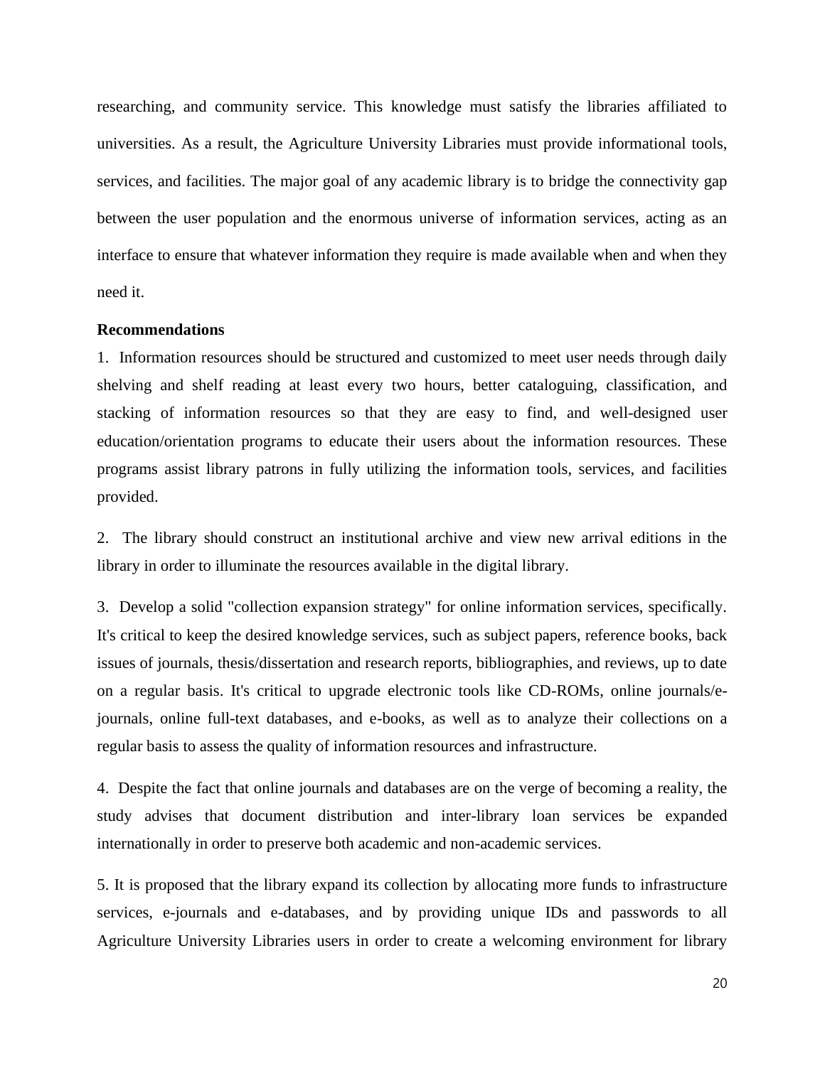researching, and community service. This knowledge must satisfy the libraries affiliated to universities. As a result, the Agriculture University Libraries must provide informational tools, services, and facilities. The major goal of any academic library is to bridge the connectivity gap between the user population and the enormous universe of information services, acting as an interface to ensure that whatever information they require is made available when and when they need it.

**Recommendations**

1. Information resources should be structured and customized to meet user needs through daily shelving and shelf reading at least every two hours, better cataloguing, classification, and stacking of information resources so that they are easy to find, and well-designed user education/orientation programs to educate their users about the information resources. These programs assist library patrons in fully utilizing the information tools, services, and facilities provided.

2. The library should construct an institutional archive and view new arrival editions in the library in order to illuminate the resources available in the digital library.

3. Develop a solid "collection expansion strategy" for online information services, specifically. It's critical to keep the desired knowledge services, such as subject papers, reference books, back issues of journals, thesis/dissertation and research reports, bibliographies, and reviews, up to date on a regular basis. It's critical to upgrade electronic tools like CD-ROMs, online journals/e-journals, online full-text databases, and e-books, as well as to analyze their collections on a regular basis to assess the quality of information resources and infrastructure.

4. Despite the fact that online journals and databases are on the verge of becoming a reality, the study advises that document distribution and inter-library loan services be expanded internationally in order to preserve both academic and non-academic services.

5. It is proposed that the library expand its collection by allocating more funds to infrastructure services, e-journals and e-databases, and by providing unique IDs and passwords to all Agriculture University Libraries users in order to create a welcoming environment for library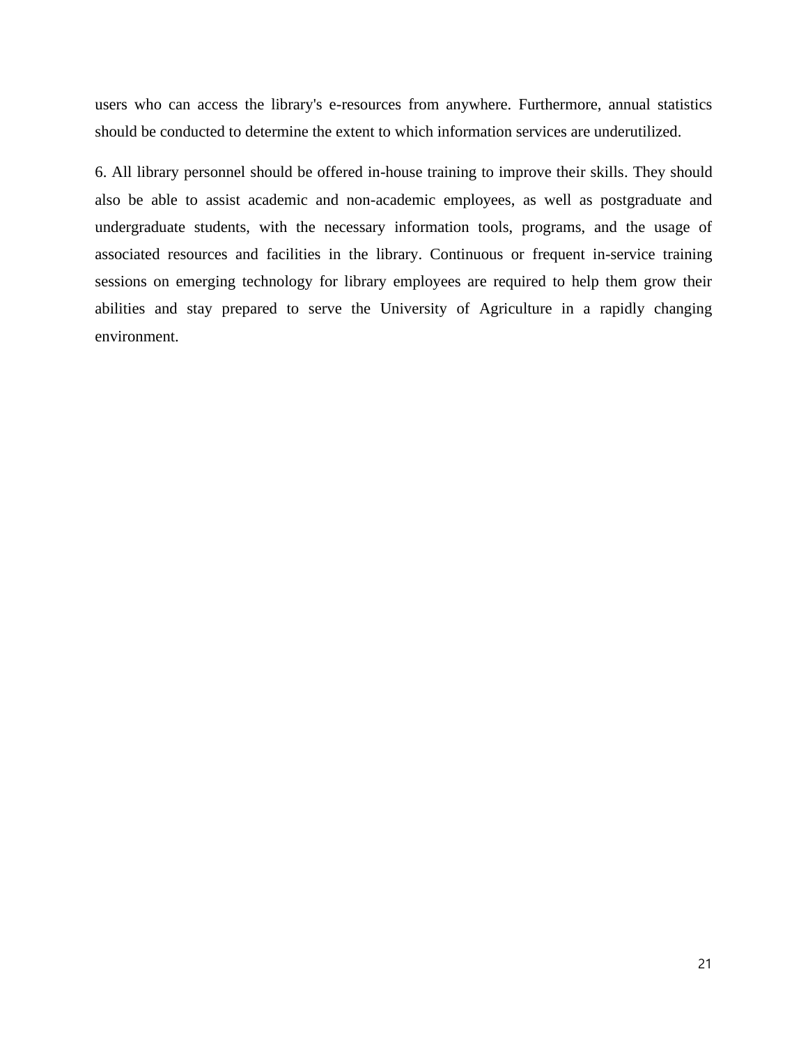users who can access the library's e-resources from anywhere. Furthermore, annual statistics should be conducted to determine the extent to which information services are underutilized.

6. All library personnel should be offered in-house training to improve their skills. They should also be able to assist academic and non-academic employees, as well as postgraduate and undergraduate students, with the necessary information tools, programs, and the usage of associated resources and facilities in the library. Continuous or frequent in-service training sessions on emerging technology for library employees are required to help them grow their abilities and stay prepared to serve the University of Agriculture in a rapidly changing environment.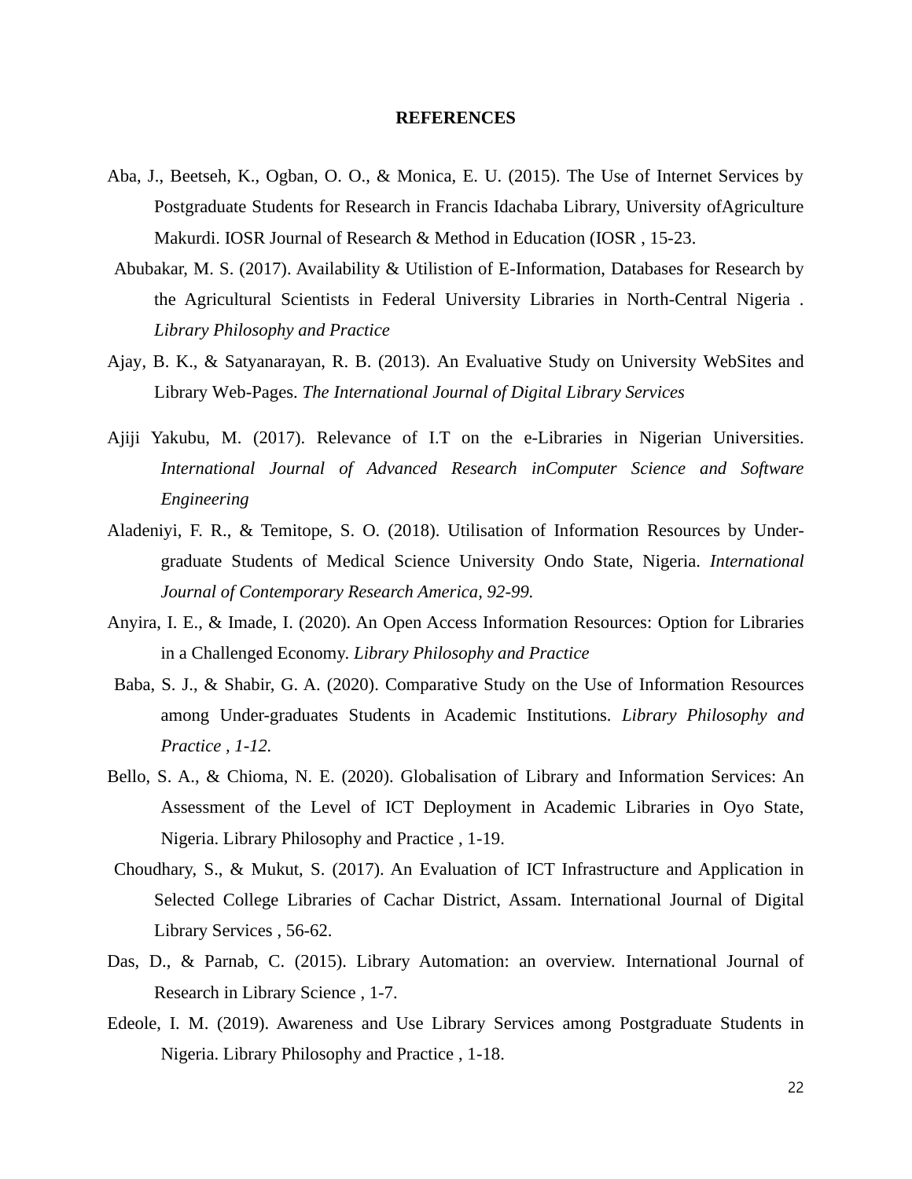# REFERENCES

Aba, J., Beetseh, K., Ogban, O. O., & Monica, E. U. (2015). The Use of Internet Services by Postgraduate Students for Research in Francis Idachaba Library, University ofAgriculture Makurdi. IOSR Journal of Research & Method in Education (IOSR , 15-23.

Abubakar, M. S. (2017). Availability & Utilistion of E-Information, Databases for Research by the Agricultural Scientists in Federal University Libraries in North-Central Nigeria . *Library Philosophy and Practice*

Ajay, B. K., & Satyanarayan, R. B. (2013). An Evaluative Study on University WebSites and Library Web-Pages. *The International Journal of Digital Library Services*

Ajiji Yakubu, M. (2017). Relevance of I.T on the e-Libraries in Nigerian Universities. *International Journal of Advanced Research inComputer Science and Software Engineering*

Aladeniyi, F. R., & Temitope, S. O. (2018). Utilisation of Information Resources by Under-graduate Students of Medical Science University Ondo State, Nigeria. *International Journal of Contemporary Research America, 92-99.*

Anyira, I. E., & Imade, I. (2020). An Open Access Information Resources: Option for Libraries in a Challenged Economy. *Library Philosophy and Practice*

Baba, S. J., & Shabir, G. A. (2020). Comparative Study on the Use of Information Resources among Under-graduates Students in Academic Institutions. *Library Philosophy and Practice , 1-12.*

Bello, S. A., & Chioma, N. E. (2020). Globalisation of Library and Information Services: An Assessment of the Level of ICT Deployment in Academic Libraries in Oyo State, Nigeria. Library Philosophy and Practice , 1-19.

Choudhary, S., & Mukut, S. (2017). An Evaluation of ICT Infrastructure and Application in Selected College Libraries of Cachar District, Assam. International Journal of Digital Library Services , 56-62.

Das, D., & Parnab, C. (2015). Library Automation: an overview. International Journal of Research in Library Science , 1-7.

Edeole, I. M. (2019). Awareness and Use Library Services among Postgraduate Students in Nigeria. Library Philosophy and Practice , 1-18.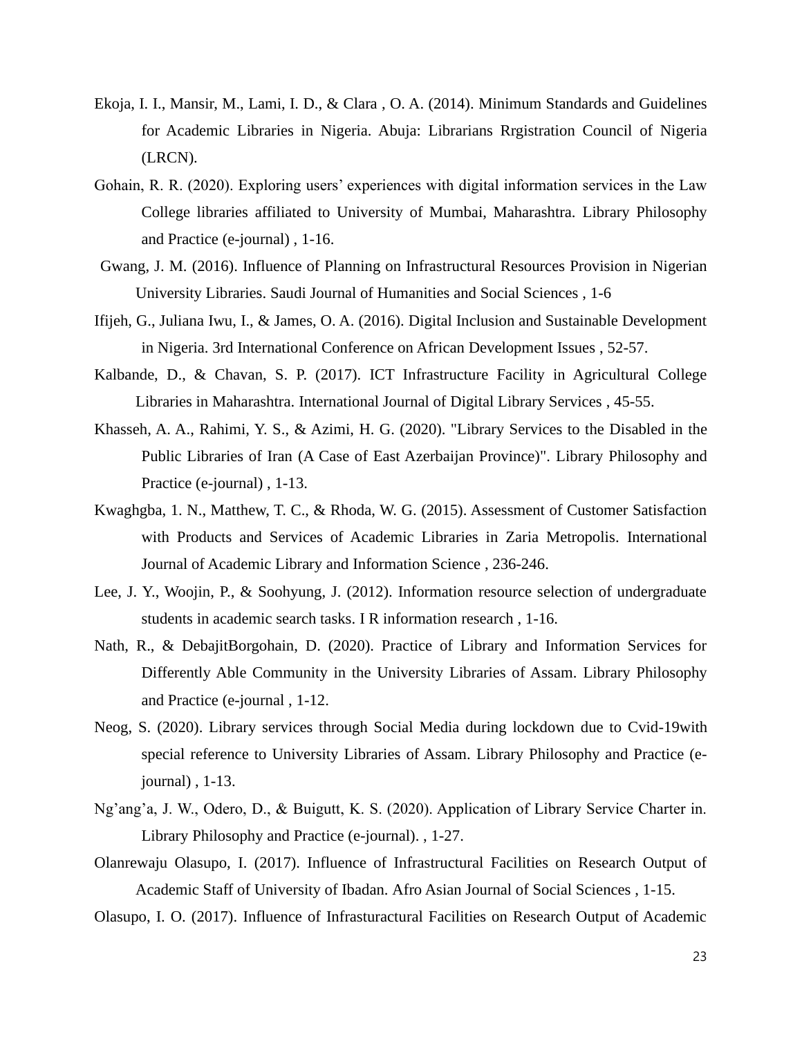Ekoja, I. I., Mansir, M., Lami, I. D., & Clara , O. A. (2014). Minimum Standards and Guidelines for Academic Libraries in Nigeria. Abuja: Librarians Rrgistration Council of Nigeria (LRCN).

Gohain, R. R. (2020). Exploring users' experiences with digital information services in the Law College libraries affiliated to University of Mumbai, Maharashtra. Library Philosophy and Practice (e-journal) , 1-16.

Gwang, J. M. (2016). Influence of Planning on Infrastructural Resources Provision in Nigerian University Libraries. Saudi Journal of Humanities and Social Sciences , 1-6

Ifijeh, G., Juliana Iwu, I., & James, O. A. (2016). Digital Inclusion and Sustainable Development in Nigeria. 3rd International Conference on African Development Issues , 52-57.

Kalbande, D., & Chavan, S. P. (2017). ICT Infrastructure Facility in Agricultural College Libraries in Maharashtra. International Journal of Digital Library Services , 45-55.

Khasseh, A. A., Rahimi, Y. S., & Azimi, H. G. (2020). "Library Services to the Disabled in the Public Libraries of Iran (A Case of East Azerbaijan Province)". Library Philosophy and Practice (e-journal) , 1-13.

Kwaghgba, 1. N., Matthew, T. C., & Rhoda, W. G. (2015). Assessment of Customer Satisfaction with Products and Services of Academic Libraries in Zaria Metropolis. International Journal of Academic Library and Information Science , 236-246.

Lee, J. Y., Woojin, P., & Soohyung, J. (2012). Information resource selection of undergraduate students in academic search tasks. I R information research , 1-16.

Nath, R., & DebajitBorgohain, D. (2020). Practice of Library and Information Services for Differently Able Community in the University Libraries of Assam. Library Philosophy and Practice (e-journal , 1-12.

Neog, S. (2020). Library services through Social Media during lockdown due to Cvid-19with special reference to University Libraries of Assam. Library Philosophy and Practice (e-journal) , 1-13.

Ng'ang'a, J. W., Odero, D., & Buigutt, K. S. (2020). Application of Library Service Charter in. Library Philosophy and Practice (e-journal). , 1-27.

Olanrewaju Olasupo, I. (2017). Influence of Infrastructural Facilities on Research Output of Academic Staff of University of Ibadan. Afro Asian Journal of Social Sciences , 1-15.

Olasupo, I. O. (2017). Influence of Infrasturactural Facilities on Research Output of Academic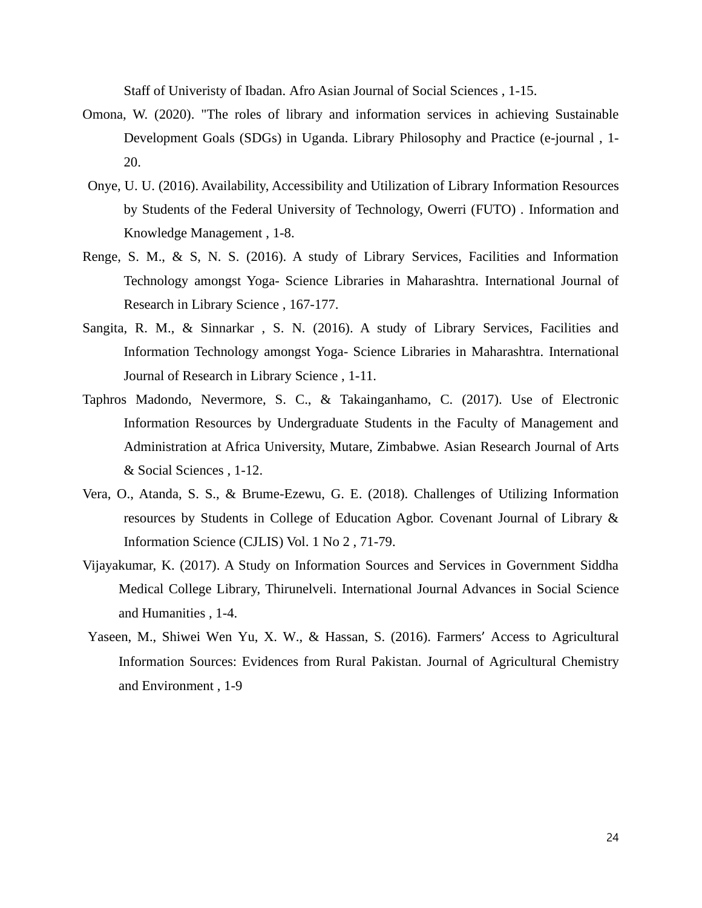Staff of Univeristy of Ibadan. Afro Asian Journal of Social Sciences , 1-15.

Omona, W. (2020). "The roles of library and information services in achieving Sustainable Development Goals (SDGs) in Uganda. Library Philosophy and Practice (e-journal , 1-20.

Onye, U. U. (2016). Availability, Accessibility and Utilization of Library Information Resources by Students of the Federal University of Technology, Owerri (FUTO) . Information and Knowledge Management , 1-8.

Renge, S. M., & S, N. S. (2016). A study of Library Services, Facilities and Information Technology amongst Yoga- Science Libraries in Maharashtra. International Journal of Research in Library Science , 167-177.

Sangita, R. M., & Sinnarkar , S. N. (2016). A study of Library Services, Facilities and Information Technology amongst Yoga- Science Libraries in Maharashtra. International Journal of Research in Library Science , 1-11.

Taphros Madondo, Nevermore, S. C., & Takainganhamo, C. (2017). Use of Electronic Information Resources by Undergraduate Students in the Faculty of Management and Administration at Africa University, Mutare, Zimbabwe. Asian Research Journal of Arts & Social Sciences , 1-12.

Vera, O., Atanda, S. S., & Brume-Ezewu, G. E. (2018). Challenges of Utilizing Information resources by Students in College of Education Agbor. Covenant Journal of Library & Information Science (CJLIS) Vol. 1 No 2 , 71-79.

Vijayakumar, K. (2017). A Study on Information Sources and Services in Government Siddha Medical College Library, Thirunelveli. International Journal Advances in Social Science and Humanities , 1-4.

Yaseen, M., Shiwei Wen Yu, X. W., & Hassan, S. (2016). Farmers' Access to Agricultural Information Sources: Evidences from Rural Pakistan. Journal of Agricultural Chemistry and Environment , 1-9